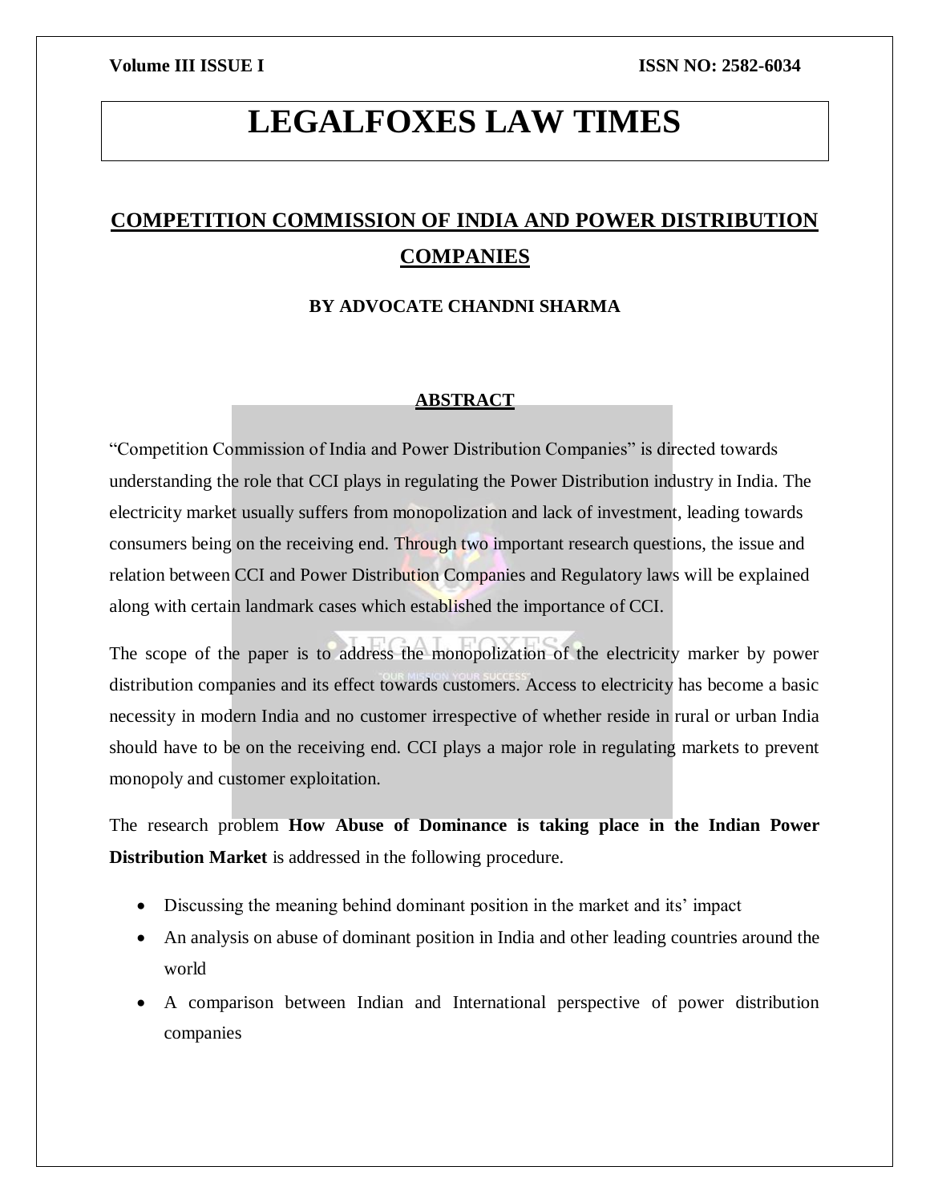# LEGALFOXES LAW TIMES

## COMPETITION COMMISSION OF INDIA AND POWER DISTRIBUTION COMPANIES

### BY ADVOCATE CHANDNI SHARMA

### ABSTRACT

"Competition Commission of India and Power Distribution Companies" is directed towards understanding the role that CCI plays in regulating the Power Distribution industry in India. The electricity market usually suffers from monopolization and lack of investment, leading towards consumers being on the receiving end. Through two important research questions, the issue and relation between CCI and Power Distribution Companies and Regulatory laws will be explained along with certain landmark cases which established the importance of CCI.

The scope of the paper is to address the monopolization of the electricity marker by power distribution companies and its effect towards customers. Access to electricity has become a basic necessity in modern India and no customer irrespective of whether reside in rural or urban India should have to be on the receiving end. CCI plays a major role in regulating markets to prevent monopoly and customer exploitation.

The research problem **How Abuse of Dominance is taking place in the Indian Power Distribution Market** is addressed in the following procedure.

- Discussing the meaning behind dominant position in the market and its' impact
- An analysis on abuse of dominant position in India and other leading countries around the world
- A comparison between Indian and International perspective of power distribution companies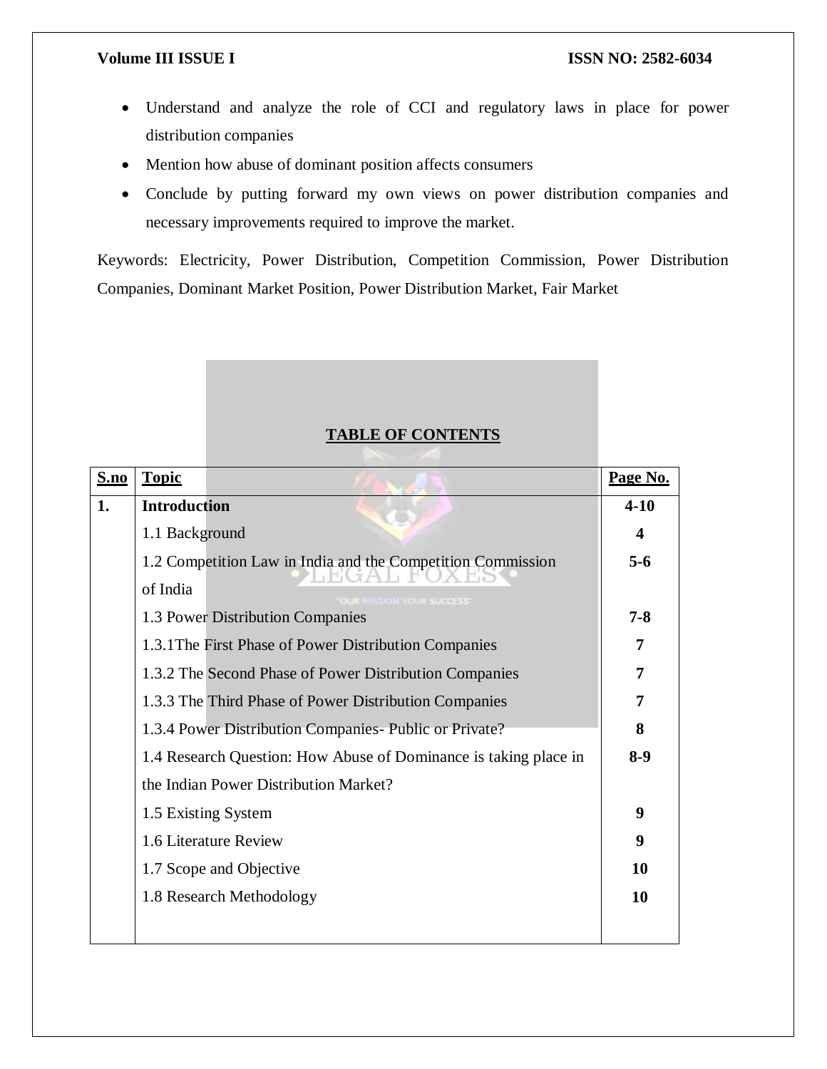- Understand and analyze the role of CCI and regulatory laws in place for power distribution companies
- Mention how abuse of dominant position affects consumers
- Conclude by putting forward my own views on power distribution companies and necessary improvements required to improve the market.

Keywords: Electricity, Power Distribution, Competition Commission, Power Distribution Companies, Dominant Market Position, Power Distribution Market, Fair Market

## TABLE OF CONTENTS

| S.no | Topic | Page No. |
|---|---|---|
| **1.** | **Introduction** | **4-10** |
| | 1.1 Background | **4** |
| | 1.2 Competition Law in India and the Competition Commission of India | **5-6** |
| | 1.3 Power Distribution Companies | **7-8** |
| | 1.3.1The First Phase of Power Distribution Companies | **7** |
| | 1.3.2 The Second Phase of Power Distribution Companies | **7** |
| | 1.3.3 The Third Phase of Power Distribution Companies | **7** |
| | 1.3.4 Power Distribution Companies- Public or Private? | **8** |
| | 1.4 Research Question: How Abuse of Dominance is taking place in the Indian Power Distribution Market? | **8-9** |
| | 1.5 Existing System | **9** |
| | 1.6 Literature Review | **9** |
| | 1.7 Scope and Objective | **10** |
| | 1.8 Research Methodology | **10** |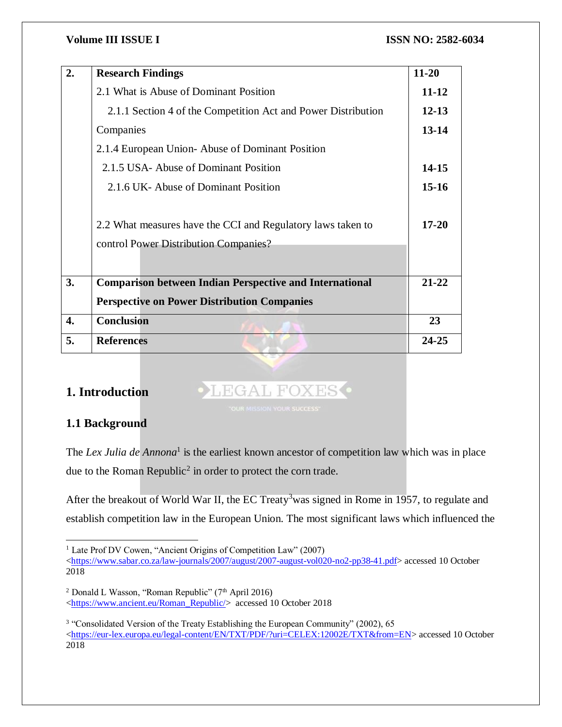| | | |
|---|---|---|
| **2.** | **Research Findings** | **11-20** |
| | 2.1 What is Abuse of Dominant Position | **11-12** |
| | 2.1.1 Section 4 of the Competition Act and Power Distribution | **12-13** |
| | Companies | **13-14** |
| | 2.1.4 European Union- Abuse of Dominant Position | |
| | 2.1.5 USA- Abuse of Dominant Position | **14-15** |
| | 2.1.6 UK- Abuse of Dominant Position | **15-16** |
| | 2.2 What measures have the CCI and Regulatory laws taken to control Power Distribution Companies? | **17-20** |
| **3.** | **Comparison between Indian Perspective and International Perspective on Power Distribution Companies** | **21-22** |
| **4.** | **Conclusion** | **23** |
| **5.** | **References** | **24-25** |

## 1. Introduction

### 1.1 Background

The *Lex Julia de Annona*[1] is the earliest known ancestor of competition law which was in place due to the Roman Republic[2] in order to protect the corn trade.

After the breakout of World War II, the EC Treaty[3]was signed in Rome in 1957, to regulate and establish competition law in the European Union. The most significant laws which influenced the

---

[1] Late Prof DV Cowen, "Ancient Origins of Competition Law" (2007) <https://www.sabar.co.za/law-journals/2007/august/2007-august-vol020-no2-pp38-41.pdf> accessed 10 October 2018

[2] Donald L Wasson, "Roman Republic" (7th April 2016) <https://www.ancient.eu/Roman_Republic/> accessed 10 October 2018

[3] "Consolidated Version of the Treaty Establishing the European Community" (2002), 65 <https://eur-lex.europa.eu/legal-content/EN/TXT/PDF/?uri=CELEX:12002E/TXT&from=EN> accessed 10 October 2018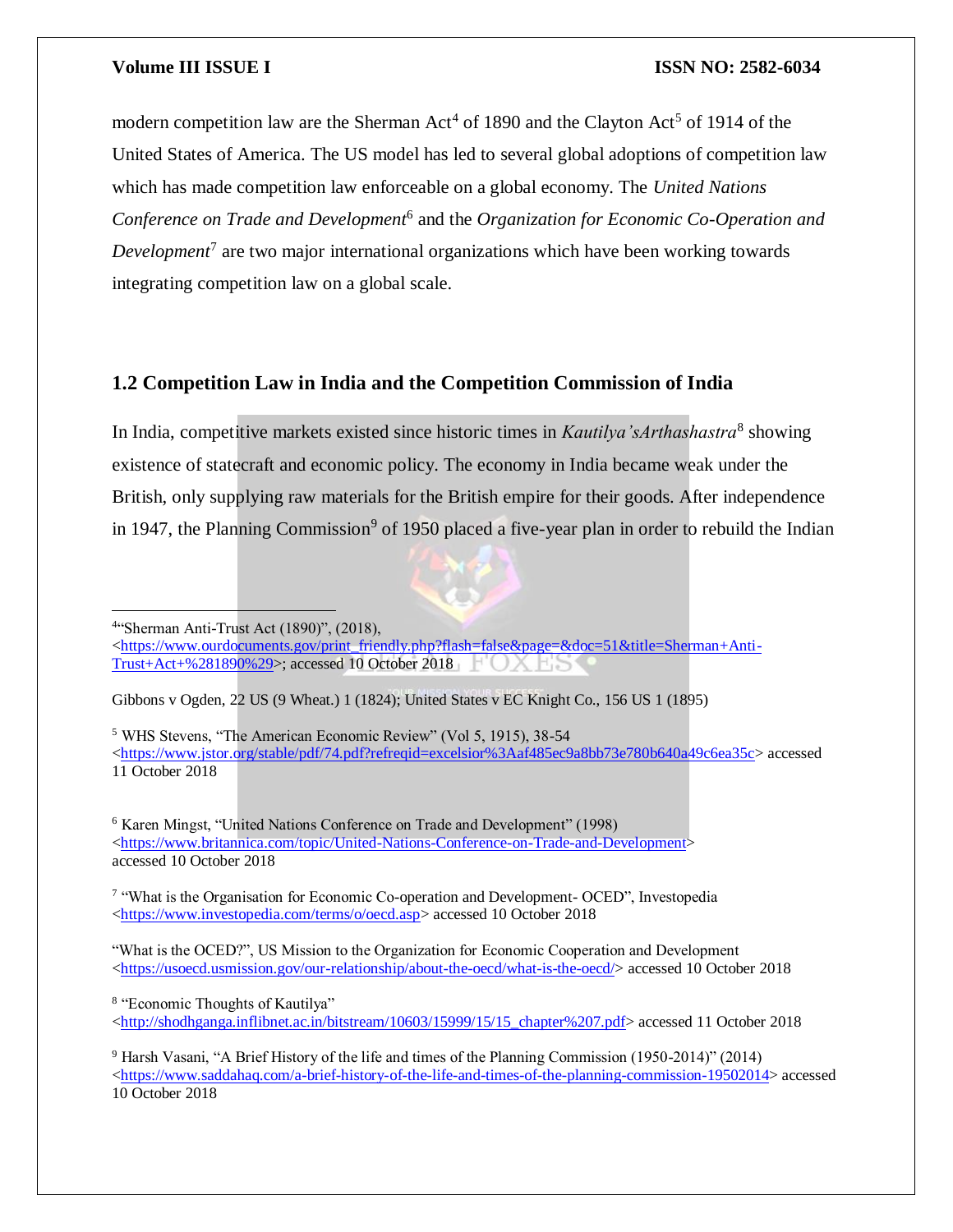modern competition law are the Sherman Act[4] of 1890 and the Clayton Act[5] of 1914 of the United States of America. The US model has led to several global adoptions of competition law which has made competition law enforceable on a global economy. The *United Nations Conference on Trade and Development*[6] and the *Organization for Economic Co-Operation and Development*[7] are two major international organizations which have been working towards integrating competition law on a global scale.

## 1.2 Competition Law in India and the Competition Commission of India

In India, competitive markets existed since historic times in *Kautilya'sArthashastra*[8] showing existence of statecraft and economic policy. The economy in India became weak under the British, only supplying raw materials for the British empire for their goods. After independence in 1947, the Planning Commission[9] of 1950 placed a five-year plan in order to rebuild the Indian

---

[4] "Sherman Anti-Trust Act (1890)", (2018), <https://www.ourdocuments.gov/print_friendly.php?flash=false&page=&doc=51&title=Sherman+Anti-Trust+Act+%281890%29>; accessed 10 October 2018

Gibbons v Ogden, 22 US (9 Wheat.) 1 (1824); United States v EC Knight Co., 156 US 1 (1895)

[5] WHS Stevens, "The American Economic Review" (Vol 5, 1915), 38-54 <https://www.jstor.org/stable/pdf/74.pdf?refreqid=excelsior%3Aaf485ec9a8bb73e780b640a49c6ea35c> accessed 11 October 2018

[6] Karen Mingst, "United Nations Conference on Trade and Development" (1998) <https://www.britannica.com/topic/United-Nations-Conference-on-Trade-and-Development> accessed 10 October 2018

[7] "What is the Organisation for Economic Co-operation and Development- OCED", Investopedia <https://www.investopedia.com/terms/o/oecd.asp> accessed 10 October 2018

"What is the OCED?", US Mission to the Organization for Economic Cooperation and Development <https://usoecd.usmission.gov/our-relationship/about-the-oecd/what-is-the-oecd/> accessed 10 October 2018

[8] "Economic Thoughts of Kautilya" <http://shodhganga.inflibnet.ac.in/bitstream/10603/15999/15/15_chapter%207.pdf> accessed 11 October 2018

[9] Harsh Vasani, "A Brief History of the life and times of the Planning Commission (1950-2014)" (2014) <https://www.saddahaq.com/a-brief-history-of-the-life-and-times-of-the-planning-commission-19502014> accessed 10 October 2018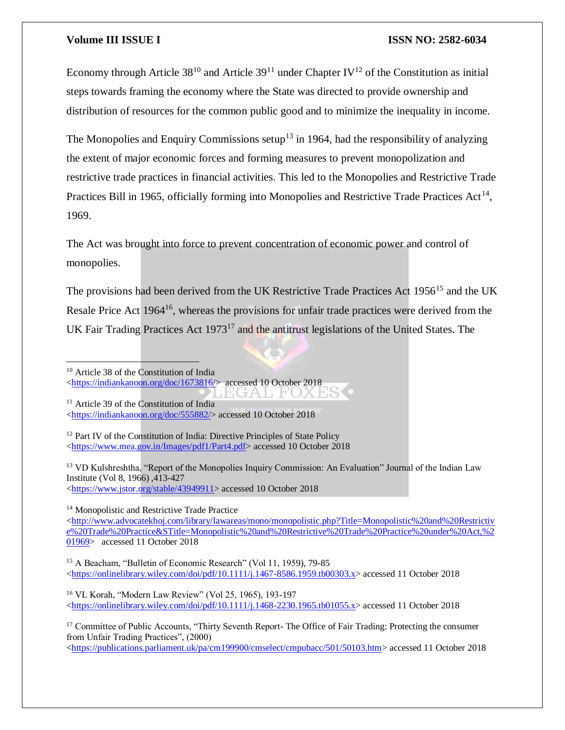Economy through Article 38[10] and Article 39[11] under Chapter IV[12] of the Constitution as initial steps towards framing the economy where the State was directed to provide ownership and distribution of resources for the common public good and to minimize the inequality in income.

The Monopolies and Enquiry Commissions setup[13] in 1964, had the responsibility of analyzing the extent of major economic forces and forming measures to prevent monopolization and restrictive trade practices in financial activities. This led to the Monopolies and Restrictive Trade Practices Bill in 1965, officially forming into Monopolies and Restrictive Trade Practices Act[14], 1969.

The Act was brought into force to prevent concentration of economic power and control of monopolies.

The provisions had been derived from the UK Restrictive Trade Practices Act 1956[15] and the UK Resale Price Act 1964[16], whereas the provisions for unfair trade practices were derived from the UK Fair Trading Practices Act 1973[17] and the antitrust legislations of the United States. The

---

[10] Article 38 of the Constitution of India <https://indiankanoon.org/doc/1673816/> accessed 10 October 2018

[11] Article 39 of the Constitution of India <https://indiankanoon.org/doc/555882/> accessed 10 October 2018

[12] Part IV of the Constitution of India: Directive Principles of State Policy <https://www.mea.gov.in/Images/pdf1/Part4.pdf> accessed 10 October 2018

[13] VD Kulshreshtha, "Report of the Monopolies Inquiry Commission: An Evaluation" Journal of the Indian Law Institute (Vol 8, 1966) ,413-427 <https://www.jstor.org/stable/43949911> accessed 10 October 2018

[14] Monopolistic and Restrictive Trade Practice <http://www.advocatekhoj.com/library/lawareas/mono/monopolistic.php?Title=Monopolistic%20and%20Restrictive%20Trade%20Practice&STitle=Monopolistic%20and%20Restrictive%20Trade%20Practice%20under%20Act,%201969> accessed 11 October 2018

[15] A Beacham, "Bulletin of Economic Research" (Vol 11, 1959), 79-85 <https://onlinelibrary.wiley.com/doi/pdf/10.1111/j.1467-8586.1959.tb00303.x> accessed 11 October 2018

[16] VL Korah, "Modern Law Review" (Vol 25, 1965), 193-197 <https://onlinelibrary.wiley.com/doi/pdf/10.1111/j.1468-2230.1965.tb01055.x> accessed 11 October 2018

[17] Committee of Public Accounts, "Thirty Seventh Report- The Office of Fair Trading: Protecting the consumer from Unfair Trading Practices", (2000) <https://publications.parliament.uk/pa/cm199900/cmselect/cmpubacc/501/50103.htm> accessed 11 October 2018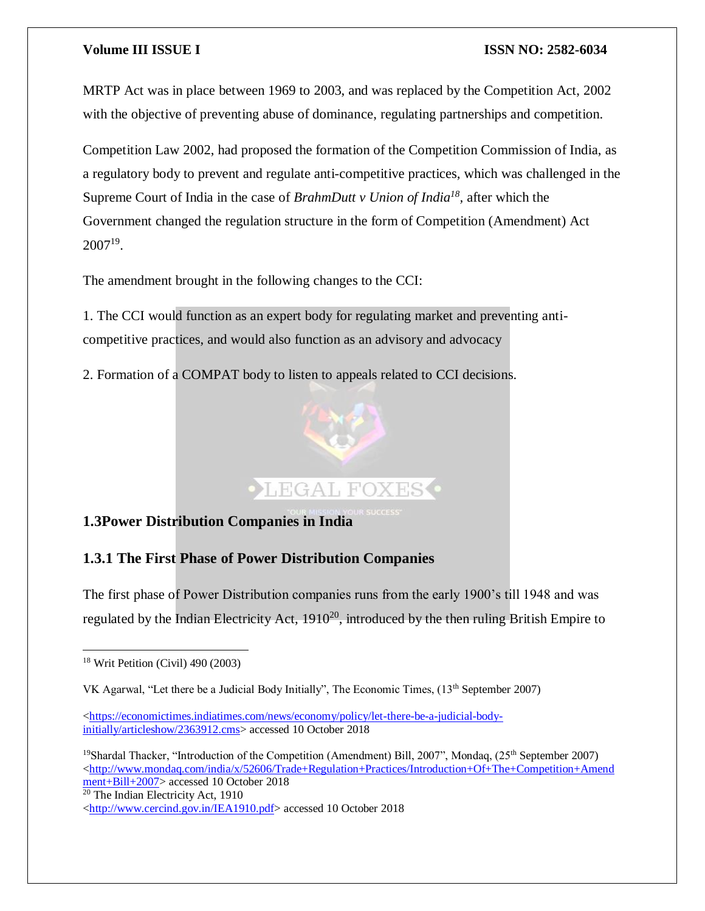MRTP Act was in place between 1969 to 2003, and was replaced by the Competition Act, 2002 with the objective of preventing abuse of dominance, regulating partnerships and competition.

Competition Law 2002, had proposed the formation of the Competition Commission of India, as a regulatory body to prevent and regulate anti-competitive practices, which was challenged in the Supreme Court of India in the case of *BrahmDutt v Union of India*[18], after which the Government changed the regulation structure in the form of Competition (Amendment) Act 2007[19].

The amendment brought in the following changes to the CCI:

1. The CCI would function as an expert body for regulating market and preventing anti-competitive practices, and would also function as an advisory and advocacy

2. Formation of a COMPAT body to listen to appeals related to CCI decisions.

### 1.3Power Distribution Companies in India

### 1.3.1 The First Phase of Power Distribution Companies

The first phase of Power Distribution companies runs from the early 1900's till 1948 and was regulated by the Indian Electricity Act, 1910[20], introduced by the then ruling British Empire to

---

[18] Writ Petition (Civil) 490 (2003)

VK Agarwal, "Let there be a Judicial Body Initially", The Economic Times, (13th September 2007)

<https://economictimes.indiatimes.com/news/economy/policy/let-there-be-a-judicial-body-initially/articleshow/2363912.cms> accessed 10 October 2018

[19] Shardal Thacker, "Introduction of the Competition (Amendment) Bill, 2007", Mondaq, (25th September 2007) <http://www.mondaq.com/india/x/52606/Trade+Regulation+Practices/Introduction+Of+The+Competition+Amendment+Bill+2007> accessed 10 October 2018

[20] The Indian Electricity Act, 1910
<http://www.cercind.gov.in/IEA1910.pdf> accessed 10 October 2018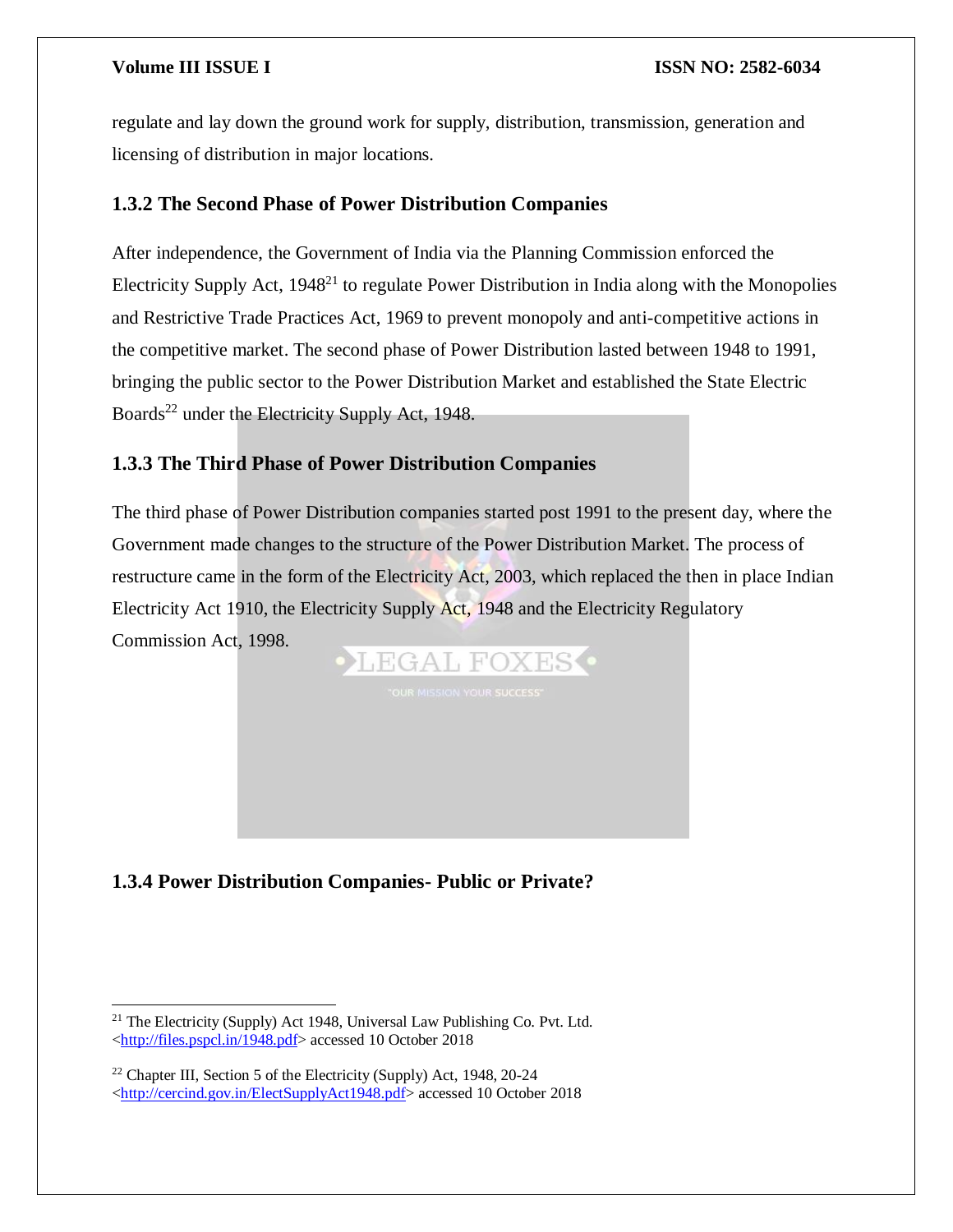regulate and lay down the ground work for supply, distribution, transmission, generation and licensing of distribution in major locations.

### 1.3.2 The Second Phase of Power Distribution Companies

After independence, the Government of India via the Planning Commission enforced the Electricity Supply Act, 1948[21] to regulate Power Distribution in India along with the Monopolies and Restrictive Trade Practices Act, 1969 to prevent monopoly and anti-competitive actions in the competitive market. The second phase of Power Distribution lasted between 1948 to 1991, bringing the public sector to the Power Distribution Market and established the State Electric Boards[22] under the Electricity Supply Act, 1948.

### 1.3.3 The Third Phase of Power Distribution Companies

The third phase of Power Distribution companies started post 1991 to the present day, where the Government made changes to the structure of the Power Distribution Market. The process of restructure came in the form of the Electricity Act, 2003, which replaced the then in place Indian Electricity Act 1910, the Electricity Supply Act, 1948 and the Electricity Regulatory Commission Act, 1998.

### 1.3.4 Power Distribution Companies- Public or Private?

---

[21] The Electricity (Supply) Act 1948, Universal Law Publishing Co. Pvt. Ltd. <http://files.pspcl.in/1948.pdf> accessed 10 October 2018

[22] Chapter III, Section 5 of the Electricity (Supply) Act, 1948, 20-24 <http://cercind.gov.in/ElectSupplyAct1948.pdf> accessed 10 October 2018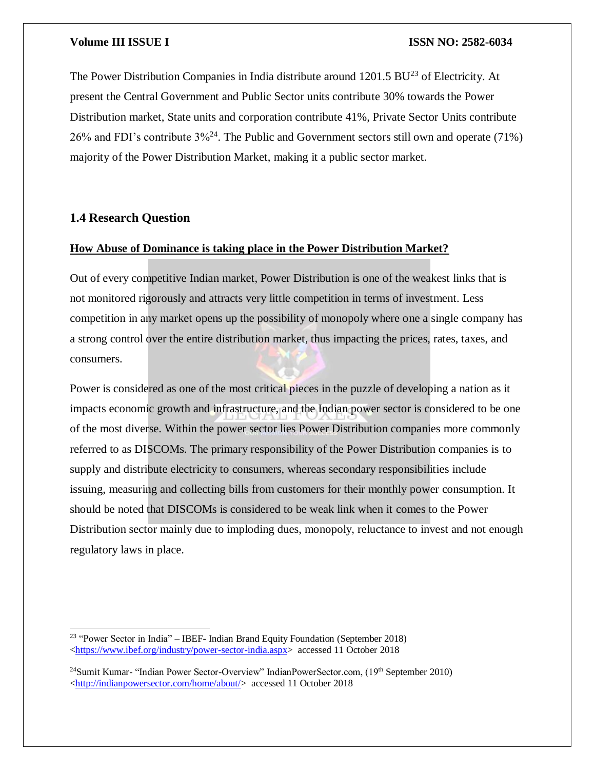The Power Distribution Companies in India distribute around 1201.5 BU[23] of Electricity. At present the Central Government and Public Sector units contribute 30% towards the Power Distribution market, State units and corporation contribute 41%, Private Sector Units contribute 26% and FDI's contribute 3%[24]. The Public and Government sectors still own and operate (71%) majority of the Power Distribution Market, making it a public sector market.

## 1.4 Research Question

**How Abuse of Dominance is taking place in the Power Distribution Market?**

Out of every competitive Indian market, Power Distribution is one of the weakest links that is not monitored rigorously and attracts very little competition in terms of investment. Less competition in any market opens up the possibility of monopoly where one a single company has a strong control over the entire distribution market, thus impacting the prices, rates, taxes, and consumers.

Power is considered as one of the most critical pieces in the puzzle of developing a nation as it impacts economic growth and infrastructure, and the Indian power sector is considered to be one of the most diverse. Within the power sector lies Power Distribution companies more commonly referred to as DISCOMs. The primary responsibility of the Power Distribution companies is to supply and distribute electricity to consumers, whereas secondary responsibilities include issuing, measuring and collecting bills from customers for their monthly power consumption. It should be noted that DISCOMs is considered to be weak link when it comes to the Power Distribution sector mainly due to imploding dues, monopoly, reluctance to invest and not enough regulatory laws in place.

---

[23] "Power Sector in India" – IBEF- Indian Brand Equity Foundation (September 2018) <https://www.ibef.org/industry/power-sector-india.aspx> accessed 11 October 2018

[24] Sumit Kumar- "Indian Power Sector-Overview" IndianPowerSector.com, (19th September 2010) <http://indianpowersector.com/home/about/> accessed 11 October 2018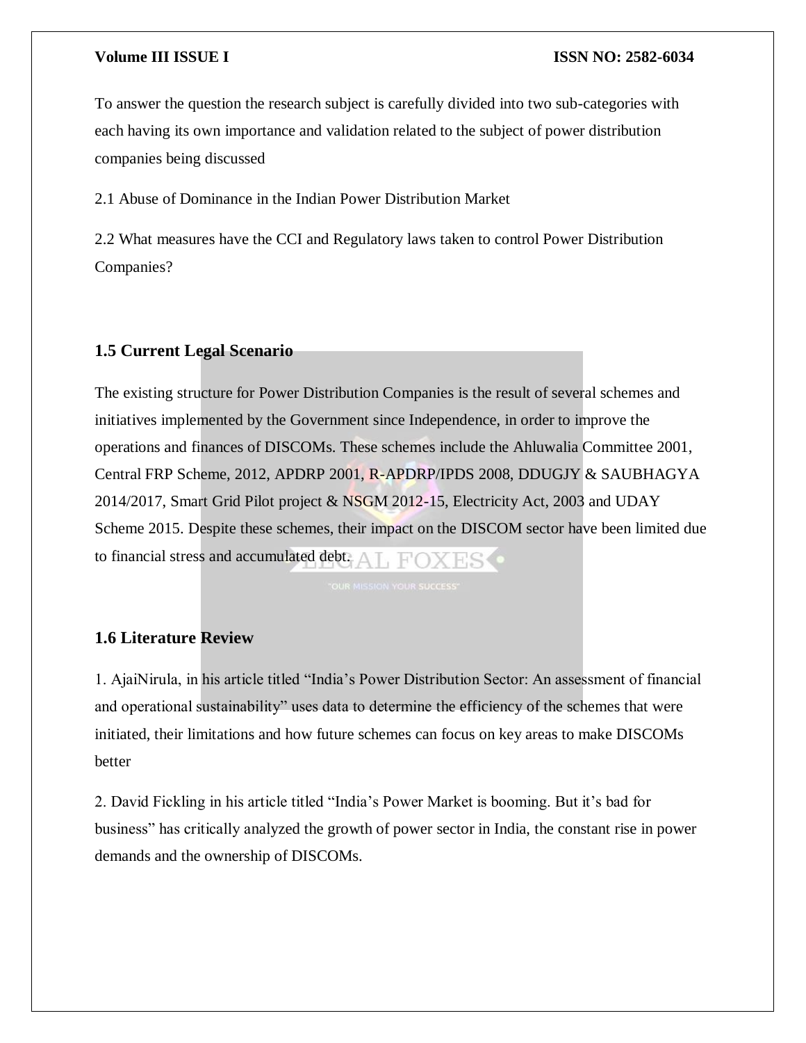To answer the question the research subject is carefully divided into two sub-categories with each having its own importance and validation related to the subject of power distribution companies being discussed

2.1 Abuse of Dominance in the Indian Power Distribution Market

2.2 What measures have the CCI and Regulatory laws taken to control Power Distribution Companies?

### 1.5 Current Legal Scenario

The existing structure for Power Distribution Companies is the result of several schemes and initiatives implemented by the Government since Independence, in order to improve the operations and finances of DISCOMs. These schemes include the Ahluwalia Committee 2001, Central FRP Scheme, 2012, APDRP 2001, R-APDRP/IPDS 2008, DDUGJY & SAUBHAGYA 2014/2017, Smart Grid Pilot project & NSGM 2012-15, Electricity Act, 2003 and UDAY Scheme 2015. Despite these schemes, their impact on the DISCOM sector have been limited due to financial stress and accumulated debt.

### 1.6 Literature Review

1. AjaiNirula, in his article titled "India's Power Distribution Sector: An assessment of financial and operational sustainability" uses data to determine the efficiency of the schemes that were initiated, their limitations and how future schemes can focus on key areas to make DISCOMs better

2. David Fickling in his article titled "India's Power Market is booming. But it's bad for business" has critically analyzed the growth of power sector in India, the constant rise in power demands and the ownership of DISCOMs.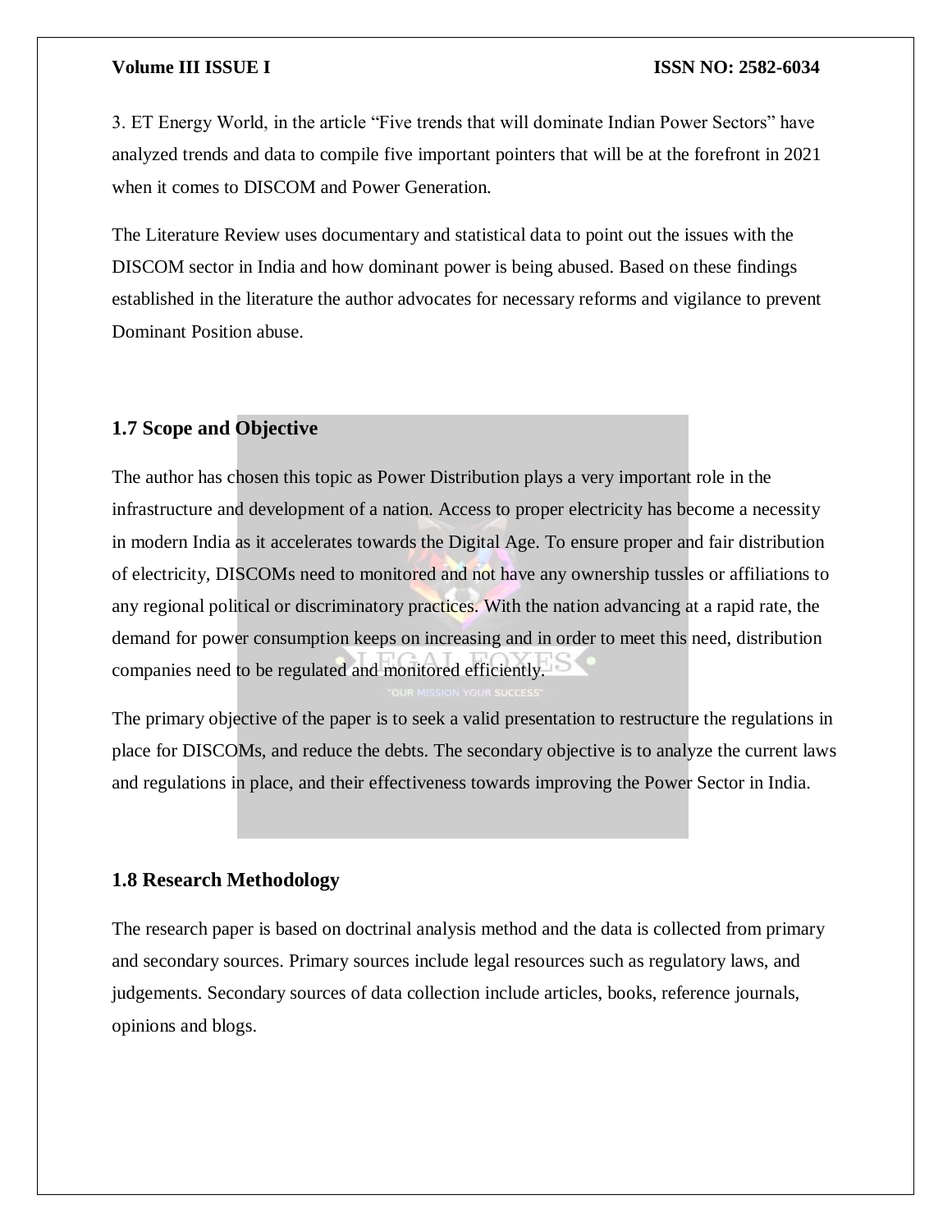3. ET Energy World, in the article "Five trends that will dominate Indian Power Sectors" have analyzed trends and data to compile five important pointers that will be at the forefront in 2021 when it comes to DISCOM and Power Generation.

The Literature Review uses documentary and statistical data to point out the issues with the DISCOM sector in India and how dominant power is being abused. Based on these findings established in the literature the author advocates for necessary reforms and vigilance to prevent Dominant Position abuse.

## 1.7 Scope and Objective

The author has chosen this topic as Power Distribution plays a very important role in the infrastructure and development of a nation. Access to proper electricity has become a necessity in modern India as it accelerates towards the Digital Age. To ensure proper and fair distribution of electricity, DISCOMs need to monitored and not have any ownership tussles or affiliations to any regional political or discriminatory practices. With the nation advancing at a rapid rate, the demand for power consumption keeps on increasing and in order to meet this need, distribution companies need to be regulated and monitored efficiently.

The primary objective of the paper is to seek a valid presentation to restructure the regulations in place for DISCOMs, and reduce the debts. The secondary objective is to analyze the current laws and regulations in place, and their effectiveness towards improving the Power Sector in India.

## 1.8 Research Methodology

The research paper is based on doctrinal analysis method and the data is collected from primary and secondary sources. Primary sources include legal resources such as regulatory laws, and judgements. Secondary sources of data collection include articles, books, reference journals, opinions and blogs.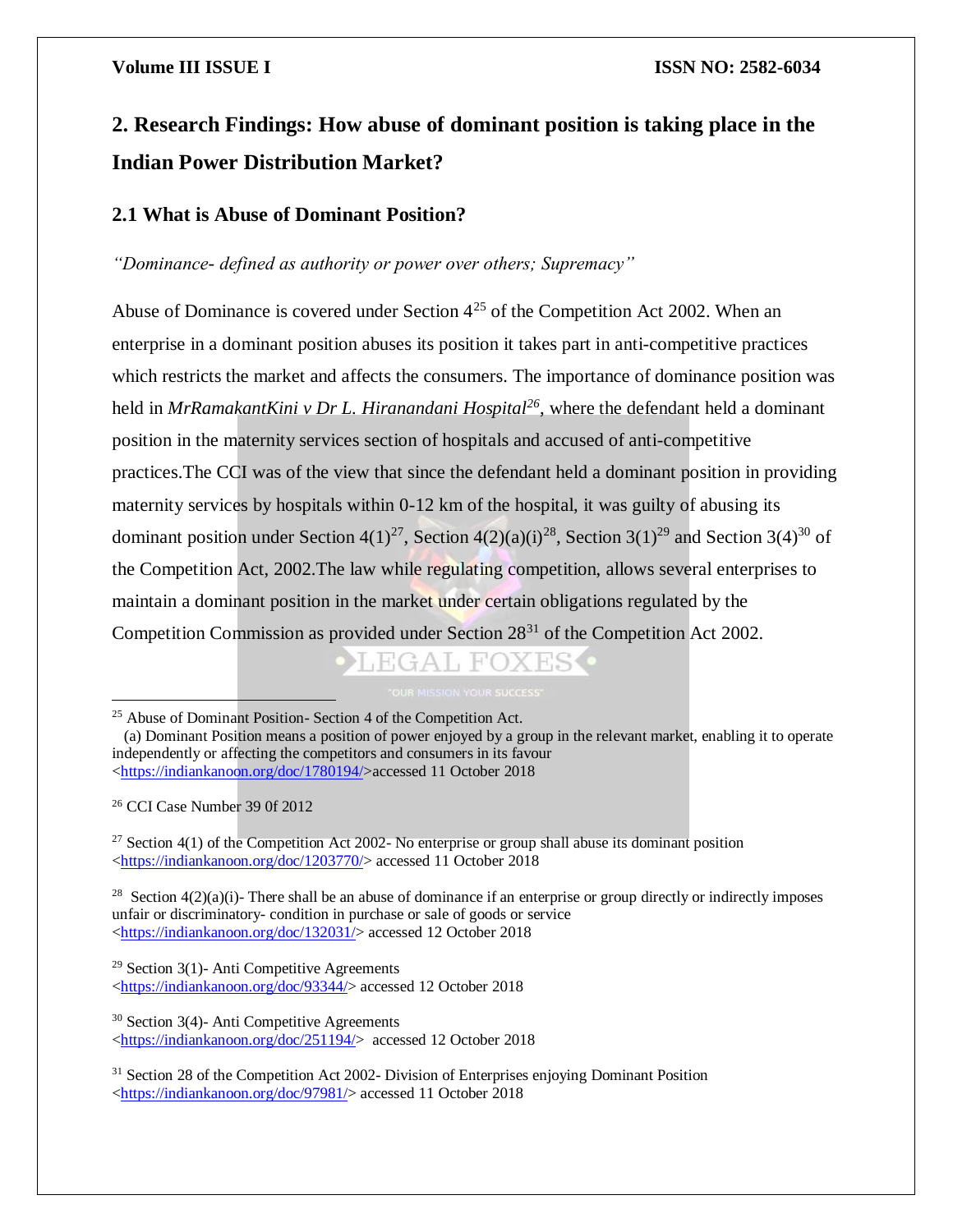## 2. Research Findings: How abuse of dominant position is taking place in the Indian Power Distribution Market?

### 2.1 What is Abuse of Dominant Position?

*"Dominance- defined as authority or power over others; Supremacy"*

Abuse of Dominance is covered under Section 4[25] of the Competition Act 2002. When an enterprise in a dominant position abuses its position it takes part in anti-competitive practices which restricts the market and affects the consumers. The importance of dominance position was held in *MrRamakantKini v Dr L. Hiranandani Hospital*[26], where the defendant held a dominant position in the maternity services section of hospitals and accused of anti-competitive practices.The CCI was of the view that since the defendant held a dominant position in providing maternity services by hospitals within 0-12 km of the hospital, it was guilty of abusing its dominant position under Section 4(1)[27], Section 4(2)(a)(i)[28], Section 3(1)[29] and Section 3(4)[30] of the Competition Act, 2002.The law while regulating competition, allows several enterprises to maintain a dominant position in the market under certain obligations regulated by the Competition Commission as provided under Section 28[31] of the Competition Act 2002.

---

[25] Abuse of Dominant Position- Section 4 of the Competition Act.
(a) Dominant Position means a position of power enjoyed by a group in the relevant market, enabling it to operate independently or affecting the competitors and consumers in its favour <https://indiankanoon.org/doc/1780194/>accessed 11 October 2018

[26] CCI Case Number 39 0f 2012

[27] Section 4(1) of the Competition Act 2002- No enterprise or group shall abuse its dominant position <https://indiankanoon.org/doc/1203770/> accessed 11 October 2018

[28] Section 4(2)(a)(i)- There shall be an abuse of dominance if an enterprise or group directly or indirectly imposes unfair or discriminatory- condition in purchase or sale of goods or service <https://indiankanoon.org/doc/132031/> accessed 12 October 2018

[29] Section 3(1)- Anti Competitive Agreements <https://indiankanoon.org/doc/93344/> accessed 12 October 2018

[30] Section 3(4)- Anti Competitive Agreements <https://indiankanoon.org/doc/251194/> accessed 12 October 2018

[31] Section 28 of the Competition Act 2002- Division of Enterprises enjoying Dominant Position <https://indiankanoon.org/doc/97981/> accessed 11 October 2018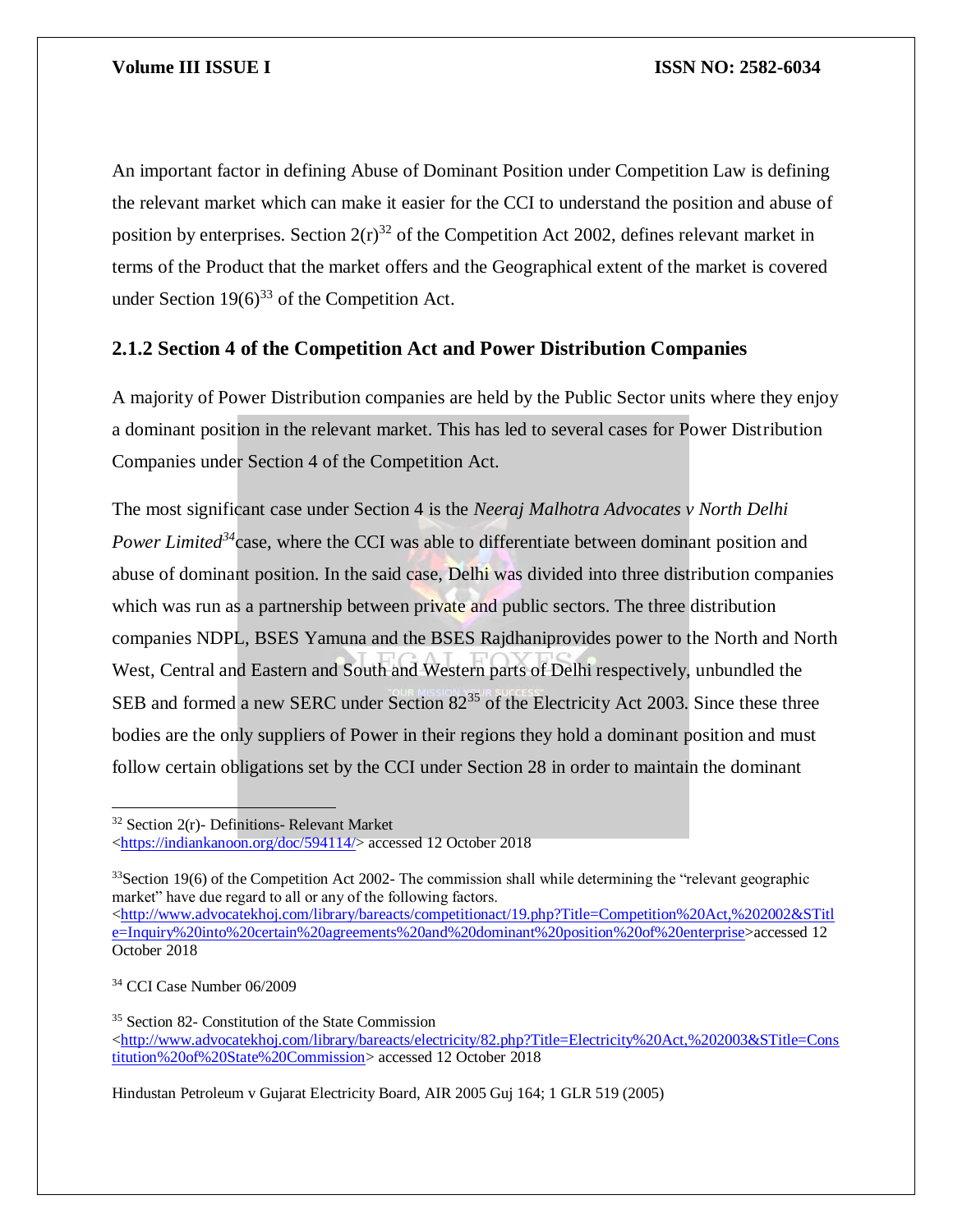An important factor in defining Abuse of Dominant Position under Competition Law is defining the relevant market which can make it easier for the CCI to understand the position and abuse of position by enterprises. Section 2(r)[32] of the Competition Act 2002, defines relevant market in terms of the Product that the market offers and the Geographical extent of the market is covered under Section 19(6)[33] of the Competition Act.

### 2.1.2 Section 4 of the Competition Act and Power Distribution Companies

A majority of Power Distribution companies are held by the Public Sector units where they enjoy a dominant position in the relevant market. This has led to several cases for Power Distribution Companies under Section 4 of the Competition Act.

The most significant case under Section 4 is the *Neeraj Malhotra Advocates v North Delhi Power Limited*[34]case, where the CCI was able to differentiate between dominant position and abuse of dominant position. In the said case, Delhi was divided into three distribution companies which was run as a partnership between private and public sectors. The three distribution companies NDPL, BSES Yamuna and the BSES Rajdhaniprovides power to the North and North West, Central and Eastern and South and Western parts of Delhi respectively, unbundled the SEB and formed a new SERC under Section 82[35] of the Electricity Act 2003. Since these three bodies are the only suppliers of Power in their regions they hold a dominant position and must follow certain obligations set by the CCI under Section 28 in order to maintain the dominant

---

[32] Section 2(r)- Definitions- Relevant Market <https://indiankanoon.org/doc/594114/> accessed 12 October 2018

[33]Section 19(6) of the Competition Act 2002- The commission shall while determining the "relevant geographic market" have due regard to all or any of the following factors. <http://www.advocatekhoj.com/library/bareacts/competitionact/19.php?Title=Competition%20Act,%202002&STitle=Inquiry%20into%20certain%20agreements%20and%20dominant%20position%20of%20enterprise>accessed 12 October 2018

[34] CCI Case Number 06/2009

[35] Section 82- Constitution of the State Commission <http://www.advocatekhoj.com/library/bareacts/electricity/82.php?Title=Electricity%20Act,%202003&STitle=Constitution%20of%20State%20Commission> accessed 12 October 2018

Hindustan Petroleum v Gujarat Electricity Board, AIR 2005 Guj 164; 1 GLR 519 (2005)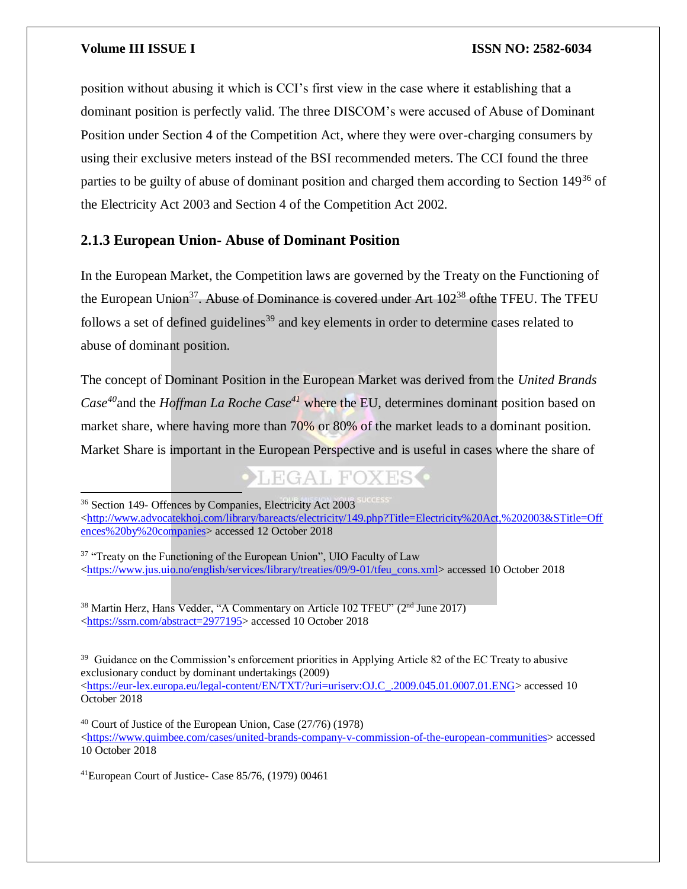position without abusing it which is CCI's first view in the case where it establishing that a dominant position is perfectly valid. The three DISCOM's were accused of Abuse of Dominant Position under Section 4 of the Competition Act, where they were over-charging consumers by using their exclusive meters instead of the BSI recommended meters. The CCI found the three parties to be guilty of abuse of dominant position and charged them according to Section 149[36] of the Electricity Act 2003 and Section 4 of the Competition Act 2002.

### 2.1.3 European Union- Abuse of Dominant Position

In the European Market, the Competition laws are governed by the Treaty on the Functioning of the European Union[37]. Abuse of Dominance is covered under Art 102[38] ofthe TFEU. The TFEU follows a set of defined guidelines[39] and key elements in order to determine cases related to abuse of dominant position.

The concept of Dominant Position in the European Market was derived from the *United Brands Case*[40]and the *Hoffman La Roche Case*[41] where the EU, determines dominant position based on market share, where having more than 70% or 80% of the market leads to a dominant position. Market Share is important in the European Perspective and is useful in cases where the share of

---

[36] Section 149- Offences by Companies, Electricity Act 2003 <http://www.advocatekhoj.com/library/bareacts/electricity/149.php?Title=Electricity%20Act,%202003&STitle=Offences%20by%20companies> accessed 12 October 2018

[37] "Treaty on the Functioning of the European Union", UIO Faculty of Law <https://www.jus.uio.no/english/services/library/treaties/09/9-01/tfeu_cons.xml> accessed 10 October 2018

[38] Martin Herz, Hans Vedder, "A Commentary on Article 102 TFEU" (2nd June 2017) <https://ssrn.com/abstract=2977195> accessed 10 October 2018

[39] Guidance on the Commission's enforcement priorities in Applying Article 82 of the EC Treaty to abusive exclusionary conduct by dominant undertakings (2009) <https://eur-lex.europa.eu/legal-content/EN/TXT/?uri=uriserv:OJ.C_.2009.045.01.0007.01.ENG> accessed 10 October 2018

[40] Court of Justice of the European Union, Case (27/76) (1978) <https://www.quimbee.com/cases/united-brands-company-v-commission-of-the-european-communities> accessed 10 October 2018

[41] European Court of Justice- Case 85/76, (1979) 00461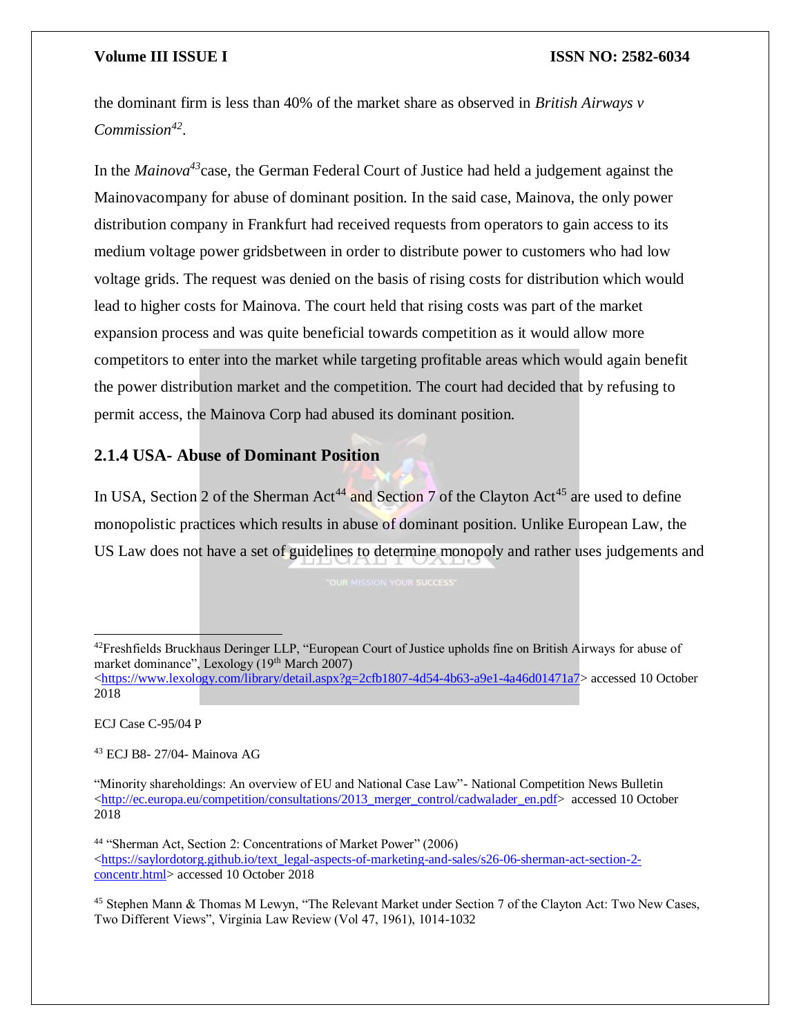the dominant firm is less than 40% of the market share as observed in *British Airways v Commission*[42].

In the *Mainova*[43]case, the German Federal Court of Justice had held a judgement against the Mainovacompany for abuse of dominant position. In the said case, Mainova, the only power distribution company in Frankfurt had received requests from operators to gain access to its medium voltage power gridsbetween in order to distribute power to customers who had low voltage grids. The request was denied on the basis of rising costs for distribution which would lead to higher costs for Mainova. The court held that rising costs was part of the market expansion process and was quite beneficial towards competition as it would allow more competitors to enter into the market while targeting profitable areas which would again benefit the power distribution market and the competition. The court had decided that by refusing to permit access, the Mainova Corp had abused its dominant position.

### 2.1.4 USA- Abuse of Dominant Position

In USA, Section 2 of the Sherman Act[44] and Section 7 of the Clayton Act[45] are used to define monopolistic practices which results in abuse of dominant position. Unlike European Law, the US Law does not have a set of guidelines to determine monopoly and rather uses judgements and

---

[42]Freshfields Bruckhaus Deringer LLP, "European Court of Justice upholds fine on British Airways for abuse of market dominance", Lexology (19th March 2007) <https://www.lexology.com/library/detail.aspx?g=2cfb1807-4d54-4b63-a9e1-4a46d01471a7> accessed 10 October 2018

ECJ Case C-95/04 P

[43] ECJ B8- 27/04- Mainova AG

"Minority shareholdings: An overview of EU and National Case Law"- National Competition News Bulletin <http://ec.europa.eu/competition/consultations/2013_merger_control/cadwalader_en.pdf> accessed 10 October 2018

[44] "Sherman Act, Section 2: Concentrations of Market Power" (2006) <https://saylordotorg.github.io/text_legal-aspects-of-marketing-and-sales/s26-06-sherman-act-section-2-concentr.html> accessed 10 October 2018

[45] Stephen Mann & Thomas M Lewyn, "The Relevant Market under Section 7 of the Clayton Act: Two New Cases, Two Different Views", Virginia Law Review (Vol 47, 1961), 1014-1032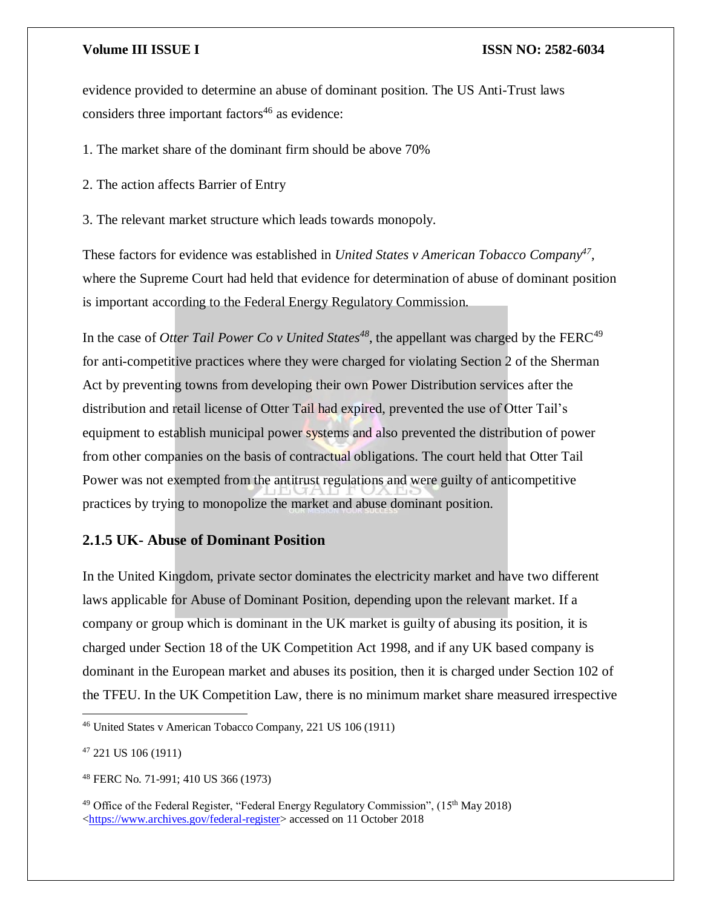evidence provided to determine an abuse of dominant position. The US Anti-Trust laws considers three important factors[46] as evidence:

1. The market share of the dominant firm should be above 70%

2. The action affects Barrier of Entry

3. The relevant market structure which leads towards monopoly.

These factors for evidence was established in *United States v American Tobacco Company*[47], where the Supreme Court had held that evidence for determination of abuse of dominant position is important according to the Federal Energy Regulatory Commission.

In the case of *Otter Tail Power Co v United States*[48], the appellant was charged by the FERC[49] for anti-competitive practices where they were charged for violating Section 2 of the Sherman Act by preventing towns from developing their own Power Distribution services after the distribution and retail license of Otter Tail had expired, prevented the use of Otter Tail's equipment to establish municipal power systems and also prevented the distribution of power from other companies on the basis of contractual obligations. The court held that Otter Tail Power was not exempted from the antitrust regulations and were guilty of anticompetitive practices by trying to monopolize the market and abuse dominant position.

### 2.1.5 UK- Abuse of Dominant Position

In the United Kingdom, private sector dominates the electricity market and have two different laws applicable for Abuse of Dominant Position, depending upon the relevant market. If a company or group which is dominant in the UK market is guilty of abusing its position, it is charged under Section 18 of the UK Competition Act 1998, and if any UK based company is dominant in the European market and abuses its position, then it is charged under Section 102 of the TFEU. In the UK Competition Law, there is no minimum market share measured irrespective

---

[46] United States v American Tobacco Company, 221 US 106 (1911)

[47] 221 US 106 (1911)

[48] FERC No. 71-991; 410 US 366 (1973)

[49] Office of the Federal Register, "Federal Energy Regulatory Commission", (15th May 2018) <https://www.archives.gov/federal-register> accessed on 11 October 2018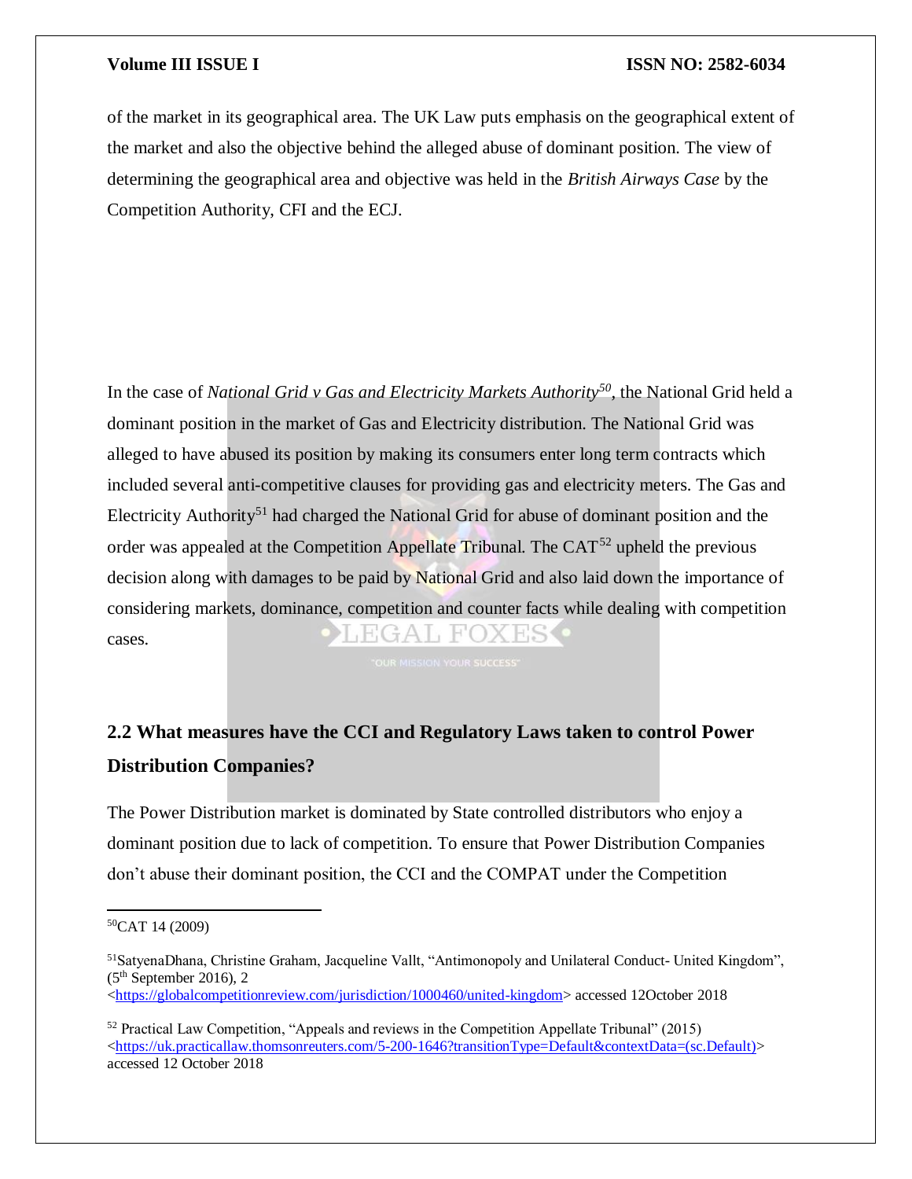of the market in its geographical area. The UK Law puts emphasis on the geographical extent of the market and also the objective behind the alleged abuse of dominant position. The view of determining the geographical area and objective was held in the *British Airways Case* by the Competition Authority, CFI and the ECJ.

In the case of *National Grid v Gas and Electricity Markets Authority*[50], the National Grid held a dominant position in the market of Gas and Electricity distribution. The National Grid was alleged to have abused its position by making its consumers enter long term contracts which included several anti-competitive clauses for providing gas and electricity meters. The Gas and Electricity Authority[51] had charged the National Grid for abuse of dominant position and the order was appealed at the Competition Appellate Tribunal. The CAT[52] upheld the previous decision along with damages to be paid by National Grid and also laid down the importance of considering markets, dominance, competition and counter facts while dealing with competition cases.

## 2.2 What measures have the CCI and Regulatory Laws taken to control Power Distribution Companies?

The Power Distribution market is dominated by State controlled distributors who enjoy a dominant position due to lack of competition. To ensure that Power Distribution Companies don't abuse their dominant position, the CCI and the COMPAT under the Competition

---

[50] CAT 14 (2009)

[51] SatyenaDhana, Christine Graham, Jacqueline Vallt, "Antimonopoly and Unilateral Conduct- United Kingdom", (5th September 2016), 2 <https://globalcompetitionreview.com/jurisdiction/1000460/united-kingdom> accessed 12October 2018

[52] Practical Law Competition, "Appeals and reviews in the Competition Appellate Tribunal" (2015) <https://uk.practicallaw.thomsonreuters.com/5-200-1646?transitionType=Default&contextData=(sc.Default)> accessed 12 October 2018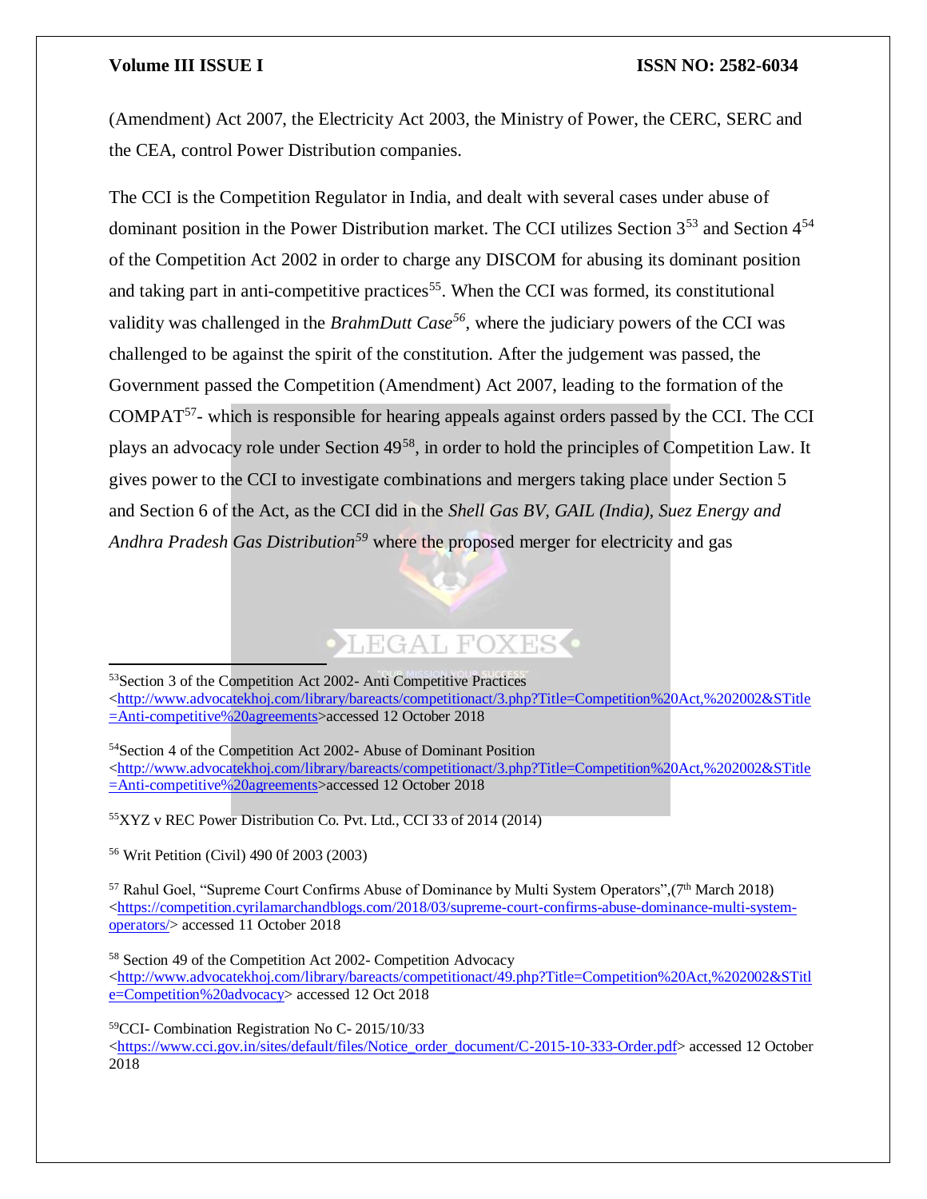(Amendment) Act 2007, the Electricity Act 2003, the Ministry of Power, the CERC, SERC and the CEA, control Power Distribution companies.

The CCI is the Competition Regulator in India, and dealt with several cases under abuse of dominant position in the Power Distribution market. The CCI utilizes Section 3[53] and Section 4[54] of the Competition Act 2002 in order to charge any DISCOM for abusing its dominant position and taking part in anti-competitive practices[55]. When the CCI was formed, its constitutional validity was challenged in the *BrahmDutt Case*[56], where the judiciary powers of the CCI was challenged to be against the spirit of the constitution. After the judgement was passed, the Government passed the Competition (Amendment) Act 2007, leading to the formation of the COMPAT[57]- which is responsible for hearing appeals against orders passed by the CCI. The CCI plays an advocacy role under Section 49[58], in order to hold the principles of Competition Law. It gives power to the CCI to investigate combinations and mergers taking place under Section 5 and Section 6 of the Act, as the CCI did in the *Shell Gas BV, GAIL (India), Suez Energy and Andhra Pradesh Gas Distribution*[59] where the proposed merger for electricity and gas

---

[53] Section 3 of the Competition Act 2002- Anti Competitive Practices <http://www.advocatekhoj.com/library/bareacts/competitionact/3.php?Title=Competition%20Act,%202002&STitle=Anti-competitive%20agreements>accessed 12 October 2018

[54] Section 4 of the Competition Act 2002- Abuse of Dominant Position <http://www.advocatekhoj.com/library/bareacts/competitionact/3.php?Title=Competition%20Act,%202002&STitle=Anti-competitive%20agreements>accessed 12 October 2018

[55] XYZ v REC Power Distribution Co. Pvt. Ltd., CCI 33 of 2014 (2014)

[56] Writ Petition (Civil) 490 0f 2003 (2003)

[57] Rahul Goel, "Supreme Court Confirms Abuse of Dominance by Multi System Operators",(7th March 2018) <https://competition.cyrilamarchandblogs.com/2018/03/supreme-court-confirms-abuse-dominance-multi-system-operators/> accessed 11 October 2018

[58] Section 49 of the Competition Act 2002- Competition Advocacy <http://www.advocatekhoj.com/library/bareacts/competitionact/49.php?Title=Competition%20Act,%202002&STitle=Competition%20advocacy> accessed 12 Oct 2018

[59] CCI- Combination Registration No C- 2015/10/33 <https://www.cci.gov.in/sites/default/files/Notice_order_document/C-2015-10-333-Order.pdf> accessed 12 October 2018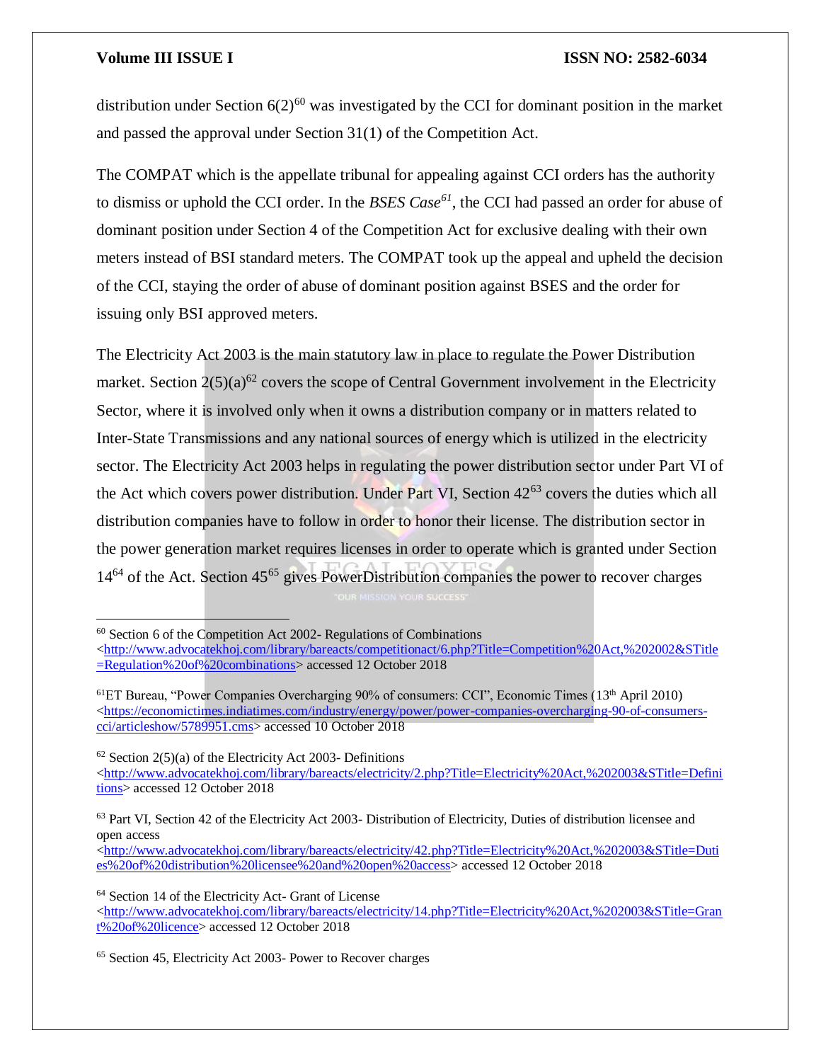distribution under Section 6(2)[60] was investigated by the CCI for dominant position in the market and passed the approval under Section 31(1) of the Competition Act.

The COMPAT which is the appellate tribunal for appealing against CCI orders has the authority to dismiss or uphold the CCI order. In the *BSES Case*[61], the CCI had passed an order for abuse of dominant position under Section 4 of the Competition Act for exclusive dealing with their own meters instead of BSI standard meters. The COMPAT took up the appeal and upheld the decision of the CCI, staying the order of abuse of dominant position against BSES and the order for issuing only BSI approved meters.

The Electricity Act 2003 is the main statutory law in place to regulate the Power Distribution market. Section 2(5)(a)[62] covers the scope of Central Government involvement in the Electricity Sector, where it is involved only when it owns a distribution company or in matters related to Inter-State Transmissions and any national sources of energy which is utilized in the electricity sector. The Electricity Act 2003 helps in regulating the power distribution sector under Part VI of the Act which covers power distribution. Under Part VI, Section 42[63] covers the duties which all distribution companies have to follow in order to honor their license. The distribution sector in the power generation market requires licenses in order to operate which is granted under Section 14[64] of the Act. Section 45[65] gives PowerDistribution companies the power to recover charges

---

[60] Section 6 of the Competition Act 2002- Regulations of Combinations <http://www.advocatekhoj.com/library/bareacts/competitionact/6.php?Title=Competition%20Act,%202002&STitle=Regulation%20of%20combinations> accessed 12 October 2018

[61] ET Bureau, "Power Companies Overcharging 90% of consumers: CCI", Economic Times (13th April 2010) <https://economictimes.indiatimes.com/industry/energy/power/power-companies-overcharging-90-of-consumers-cci/articleshow/5789951.cms> accessed 10 October 2018

[62] Section 2(5)(a) of the Electricity Act 2003- Definitions <http://www.advocatekhoj.com/library/bareacts/electricity/2.php?Title=Electricity%20Act,%202003&STitle=Definitions> accessed 12 October 2018

[63] Part VI, Section 42 of the Electricity Act 2003- Distribution of Electricity, Duties of distribution licensee and open access <http://www.advocatekhoj.com/library/bareacts/electricity/42.php?Title=Electricity%20Act,%202003&STitle=Duties%20of%20distribution%20licensee%20and%20open%20access> accessed 12 October 2018

[64] Section 14 of the Electricity Act- Grant of License <http://www.advocatekhoj.com/library/bareacts/electricity/14.php?Title=Electricity%20Act,%202003&STitle=Grant%20of%20licence> accessed 12 October 2018

[65] Section 45, Electricity Act 2003- Power to Recover charges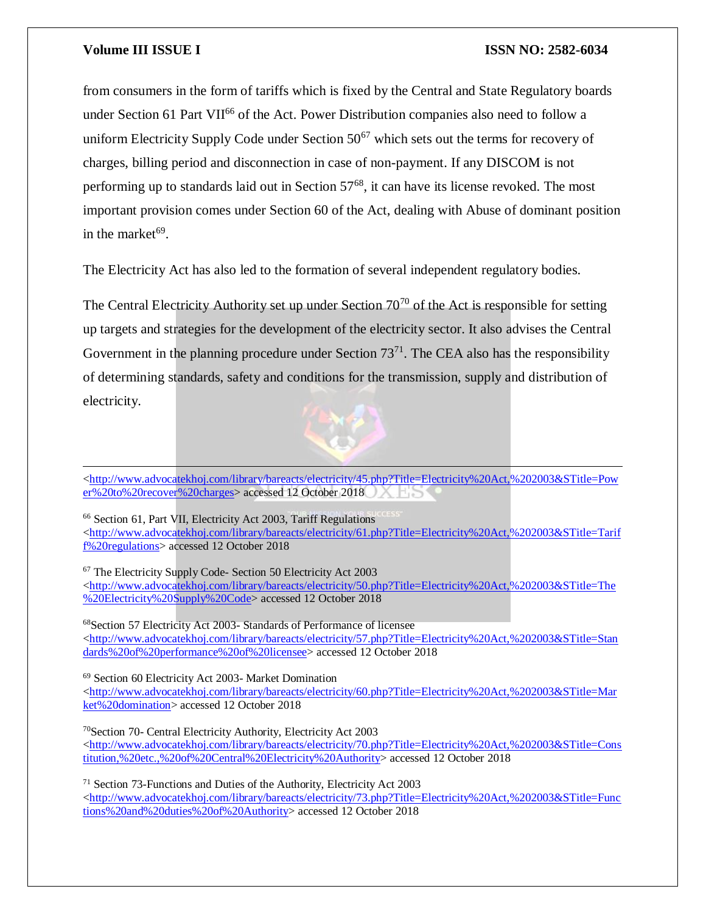from consumers in the form of tariffs which is fixed by the Central and State Regulatory boards under Section 61 Part VII[66] of the Act. Power Distribution companies also need to follow a uniform Electricity Supply Code under Section 50[67] which sets out the terms for recovery of charges, billing period and disconnection in case of non-payment. If any DISCOM is not performing up to standards laid out in Section 57[68], it can have its license revoked. The most important provision comes under Section 60 of the Act, dealing with Abuse of dominant position in the market[69].

The Electricity Act has also led to the formation of several independent regulatory bodies.

The Central Electricity Authority set up under Section 70[70] of the Act is responsible for setting up targets and strategies for the development of the electricity sector. It also advises the Central Government in the planning procedure under Section 73[71]. The CEA also has the responsibility of determining standards, safety and conditions for the transmission, supply and distribution of electricity.

---

<http://www.advocatekhoj.com/library/bareacts/electricity/45.php?Title=Electricity%20Act,%202003&STitle=Power%20to%20recover%20charges> accessed 12 October 2018

[66] Section 61, Part VII, Electricity Act 2003, Tariff Regulations <http://www.advocatekhoj.com/library/bareacts/electricity/61.php?Title=Electricity%20Act,%202003&STitle=Tariff%20regulations> accessed 12 October 2018

[67] The Electricity Supply Code- Section 50 Electricity Act 2003 <http://www.advocatekhoj.com/library/bareacts/electricity/50.php?Title=Electricity%20Act,%202003&STitle=The%20Electricity%20Supply%20Code> accessed 12 October 2018

[68] Section 57 Electricity Act 2003- Standards of Performance of licensee <http://www.advocatekhoj.com/library/bareacts/electricity/57.php?Title=Electricity%20Act,%202003&STitle=Standards%20of%20performance%20of%20licensee> accessed 12 October 2018

[69] Section 60 Electricity Act 2003- Market Domination <http://www.advocatekhoj.com/library/bareacts/electricity/60.php?Title=Electricity%20Act,%202003&STitle=Market%20domination> accessed 12 October 2018

[70] Section 70- Central Electricity Authority, Electricity Act 2003 <http://www.advocatekhoj.com/library/bareacts/electricity/70.php?Title=Electricity%20Act,%202003&STitle=Constitution,%20etc.,%20of%20Central%20Electricity%20Authority> accessed 12 October 2018

[71] Section 73-Functions and Duties of the Authority, Electricity Act 2003 <http://www.advocatekhoj.com/library/bareacts/electricity/73.php?Title=Electricity%20Act,%202003&STitle=Functions%20and%20duties%20of%20Authority> accessed 12 October 2018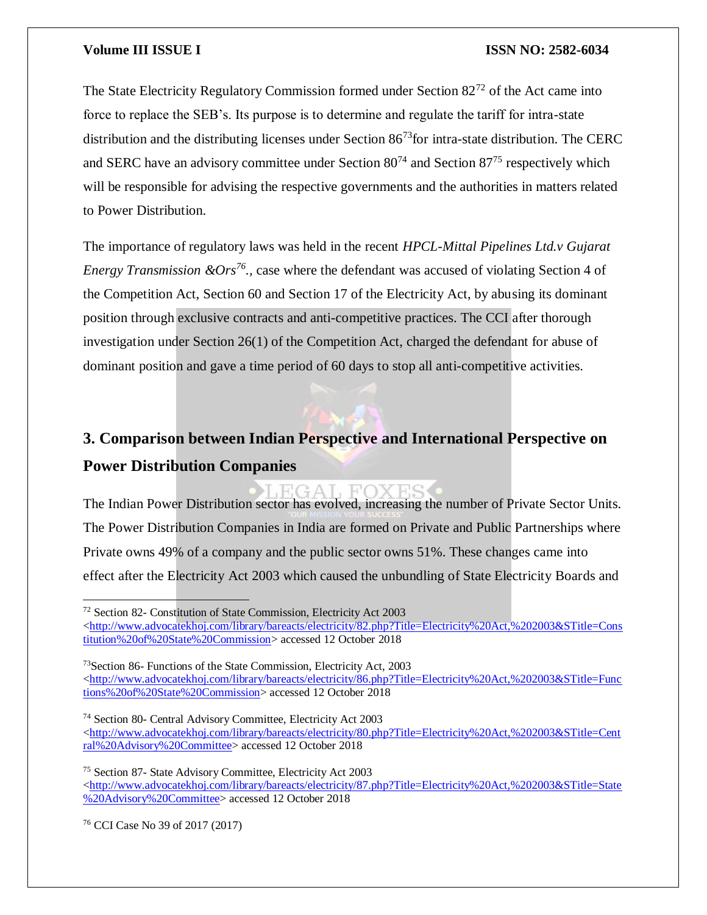The State Electricity Regulatory Commission formed under Section 82[72] of the Act came into force to replace the SEB's. Its purpose is to determine and regulate the tariff for intra-state distribution and the distributing licenses under Section 86[73]for intra-state distribution. The CERC and SERC have an advisory committee under Section 80[74] and Section 87[75] respectively which will be responsible for advising the respective governments and the authorities in matters related to Power Distribution.

The importance of regulatory laws was held in the recent *HPCL-Mittal Pipelines Ltd.v Gujarat Energy Transmission &Ors*[76]., case where the defendant was accused of violating Section 4 of the Competition Act, Section 60 and Section 17 of the Electricity Act, by abusing its dominant position through exclusive contracts and anti-competitive practices. The CCI after thorough investigation under Section 26(1) of the Competition Act, charged the defendant for abuse of dominant position and gave a time period of 60 days to stop all anti-competitive activities.

## 3. Comparison between Indian Perspective and International Perspective on Power Distribution Companies

The Indian Power Distribution sector has evolved, increasing the number of Private Sector Units. The Power Distribution Companies in India are formed on Private and Public Partnerships where Private owns 49% of a company and the public sector owns 51%. These changes came into effect after the Electricity Act 2003 which caused the unbundling of State Electricity Boards and

---

[72] Section 82- Constitution of State Commission, Electricity Act 2003 <http://www.advocatekhoj.com/library/bareacts/electricity/82.php?Title=Electricity%20Act,%202003&STitle=Constitution%20of%20State%20Commission> accessed 12 October 2018

[73] Section 86- Functions of the State Commission, Electricity Act, 2003 <http://www.advocatekhoj.com/library/bareacts/electricity/86.php?Title=Electricity%20Act,%202003&STitle=Functions%20of%20State%20Commission> accessed 12 October 2018

[74] Section 80- Central Advisory Committee, Electricity Act 2003 <http://www.advocatekhoj.com/library/bareacts/electricity/80.php?Title=Electricity%20Act,%202003&STitle=Central%20Advisory%20Committee> accessed 12 October 2018

[75] Section 87- State Advisory Committee, Electricity Act 2003 <http://www.advocatekhoj.com/library/bareacts/electricity/87.php?Title=Electricity%20Act,%202003&STitle=State%20Advisory%20Committee> accessed 12 October 2018

[76] CCI Case No 39 of 2017 (2017)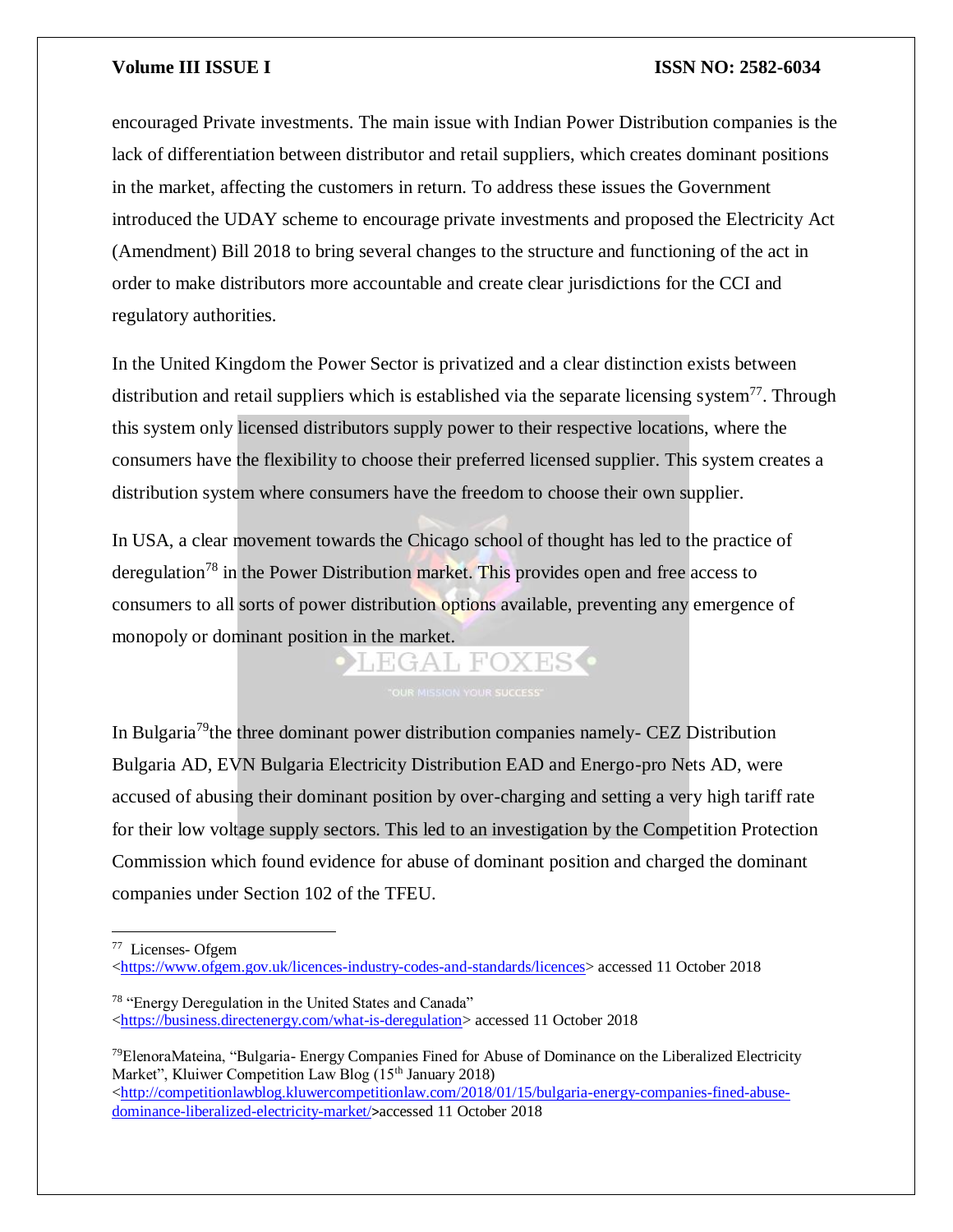encouraged Private investments. The main issue with Indian Power Distribution companies is the lack of differentiation between distributor and retail suppliers, which creates dominant positions in the market, affecting the customers in return. To address these issues the Government introduced the UDAY scheme to encourage private investments and proposed the Electricity Act (Amendment) Bill 2018 to bring several changes to the structure and functioning of the act in order to make distributors more accountable and create clear jurisdictions for the CCI and regulatory authorities.

In the United Kingdom the Power Sector is privatized and a clear distinction exists between distribution and retail suppliers which is established via the separate licensing system[77]. Through this system only licensed distributors supply power to their respective locations, where the consumers have the flexibility to choose their preferred licensed supplier. This system creates a distribution system where consumers have the freedom to choose their own supplier.

In USA, a clear movement towards the Chicago school of thought has led to the practice of deregulation[78] in the Power Distribution market. This provides open and free access to consumers to all sorts of power distribution options available, preventing any emergence of monopoly or dominant position in the market.

In Bulgaria[79]the three dominant power distribution companies namely- CEZ Distribution Bulgaria AD, EVN Bulgaria Electricity Distribution EAD and Energo-pro Nets AD, were accused of abusing their dominant position by over-charging and setting a very high tariff rate for their low voltage supply sectors. This led to an investigation by the Competition Protection Commission which found evidence for abuse of dominant position and charged the dominant companies under Section 102 of the TFEU.

---

[77] Licenses- Ofgem <https://www.ofgem.gov.uk/licences-industry-codes-and-standards/licences> accessed 11 October 2018

[78] "Energy Deregulation in the United States and Canada" <https://business.directenergy.com/what-is-deregulation> accessed 11 October 2018

[79]ElenoraMateina, "Bulgaria- Energy Companies Fined for Abuse of Dominance on the Liberalized Electricity Market", Kluiwer Competition Law Blog (15th January 2018) <http://competitionlawblog.kluwercompetitionlaw.com/2018/01/15/bulgaria-energy-companies-fined-abuse-dominance-liberalized-electricity-market/>accessed 11 October 2018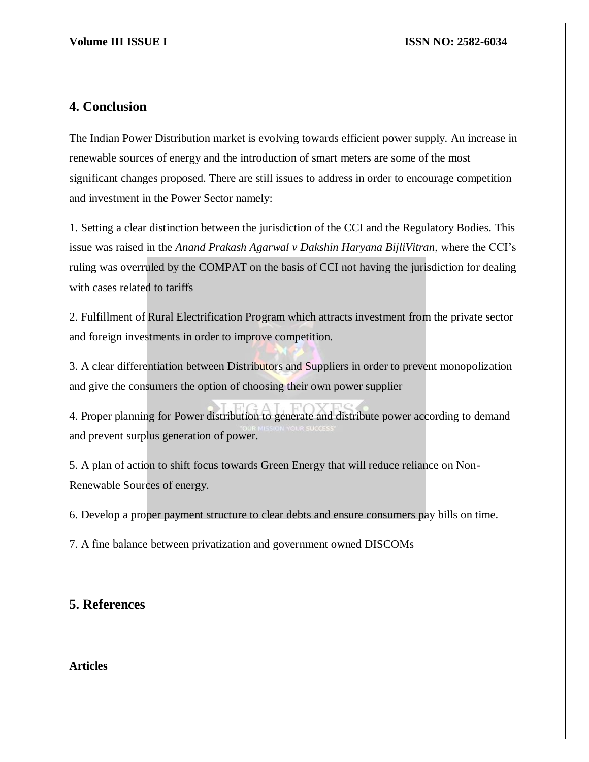## 4. Conclusion

The Indian Power Distribution market is evolving towards efficient power supply. An increase in renewable sources of energy and the introduction of smart meters are some of the most significant changes proposed. There are still issues to address in order to encourage competition and investment in the Power Sector namely:

1. Setting a clear distinction between the jurisdiction of the CCI and the Regulatory Bodies. This issue was raised in the *Anand Prakash Agarwal v Dakshin Haryana BijliVitran*, where the CCI's ruling was overruled by the COMPAT on the basis of CCI not having the jurisdiction for dealing with cases related to tariffs

2. Fulfillment of Rural Electrification Program which attracts investment from the private sector and foreign investments in order to improve competition.

3. A clear differentiation between Distributors and Suppliers in order to prevent monopolization and give the consumers the option of choosing their own power supplier

4. Proper planning for Power distribution to generate and distribute power according to demand and prevent surplus generation of power.

5. A plan of action to shift focus towards Green Energy that will reduce reliance on Non-Renewable Sources of energy.

6. Develop a proper payment structure to clear debts and ensure consumers pay bills on time.

7. A fine balance between privatization and government owned DISCOMs

## 5. References

**Articles**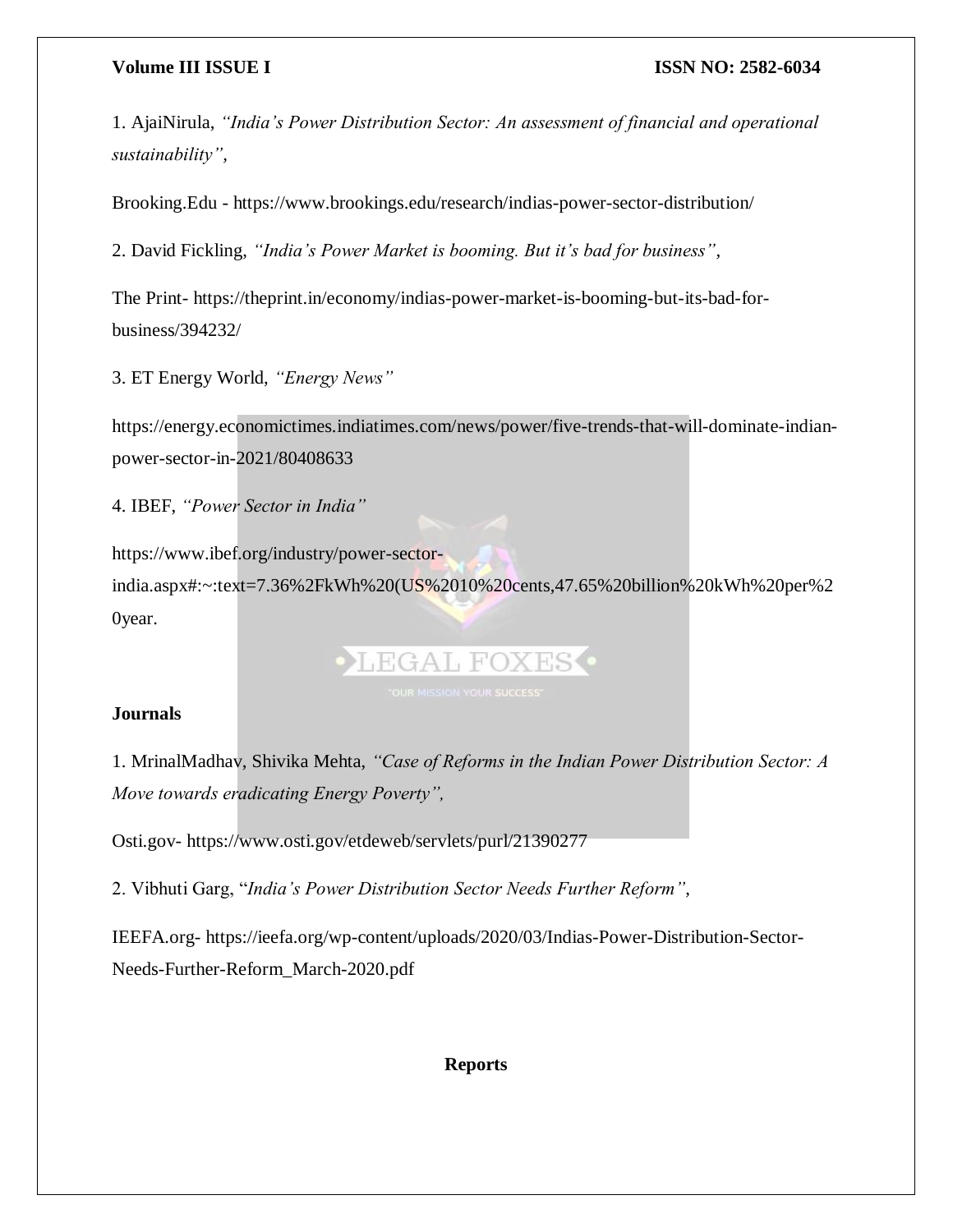1. AjaiNirula, *"India's Power Distribution Sector: An assessment of financial and operational sustainability"*,

Brooking.Edu - https://www.brookings.edu/research/indias-power-sector-distribution/

2. David Fickling, *"India's Power Market is booming. But it's bad for business"*,

The Print- https://theprint.in/economy/indias-power-market-is-booming-but-its-bad-for-business/394232/

3. ET Energy World, *"Energy News"*

https://energy.economictimes.indiatimes.com/news/power/five-trends-that-will-dominate-indian-power-sector-in-2021/80408633

4. IBEF, *"Power Sector in India"*

https://www.ibef.org/industry/power-sector-india.aspx#:~:text=7.36%2FkWh%20(US%2010%20cents,47.65%20billion%20kWh%20per%20year.

**Journals**

1. MrinalMadhav, Shivika Mehta, *"Case of Reforms in the Indian Power Distribution Sector: A Move towards eradicating Energy Poverty"*,

Osti.gov- https://www.osti.gov/etdeweb/servlets/purl/21390277

2. Vibhuti Garg, "*India's Power Distribution Sector Needs Further Reform"*,

IEEFA.org- https://ieefa.org/wp-content/uploads/2020/03/Indias-Power-Distribution-Sector-Needs-Further-Reform_March-2020.pdf

**Reports**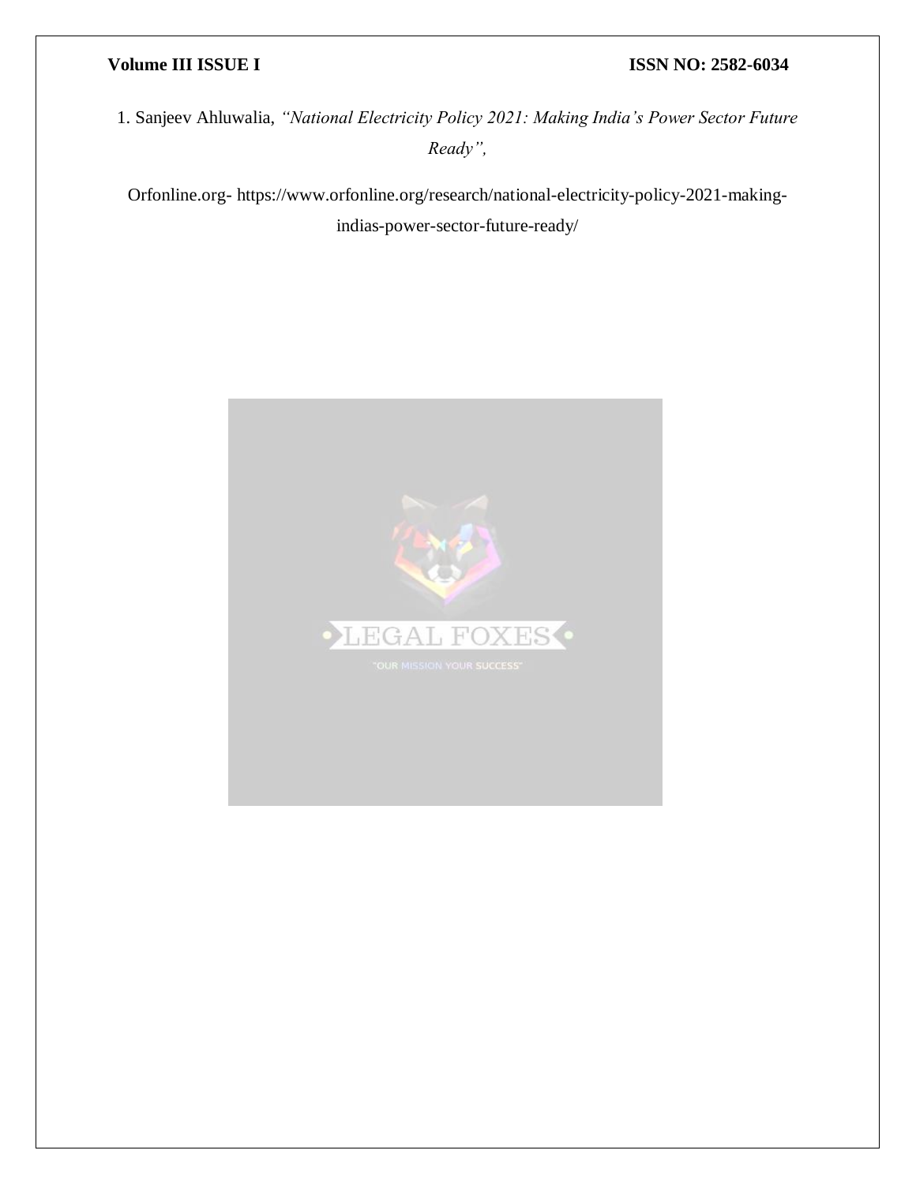1. Sanjeev Ahluwalia, *"National Electricity Policy 2021: Making India's Power Sector Future Ready",*

Orfonline.org- https://www.orfonline.org/research/national-electricity-policy-2021-making-indias-power-sector-future-ready/